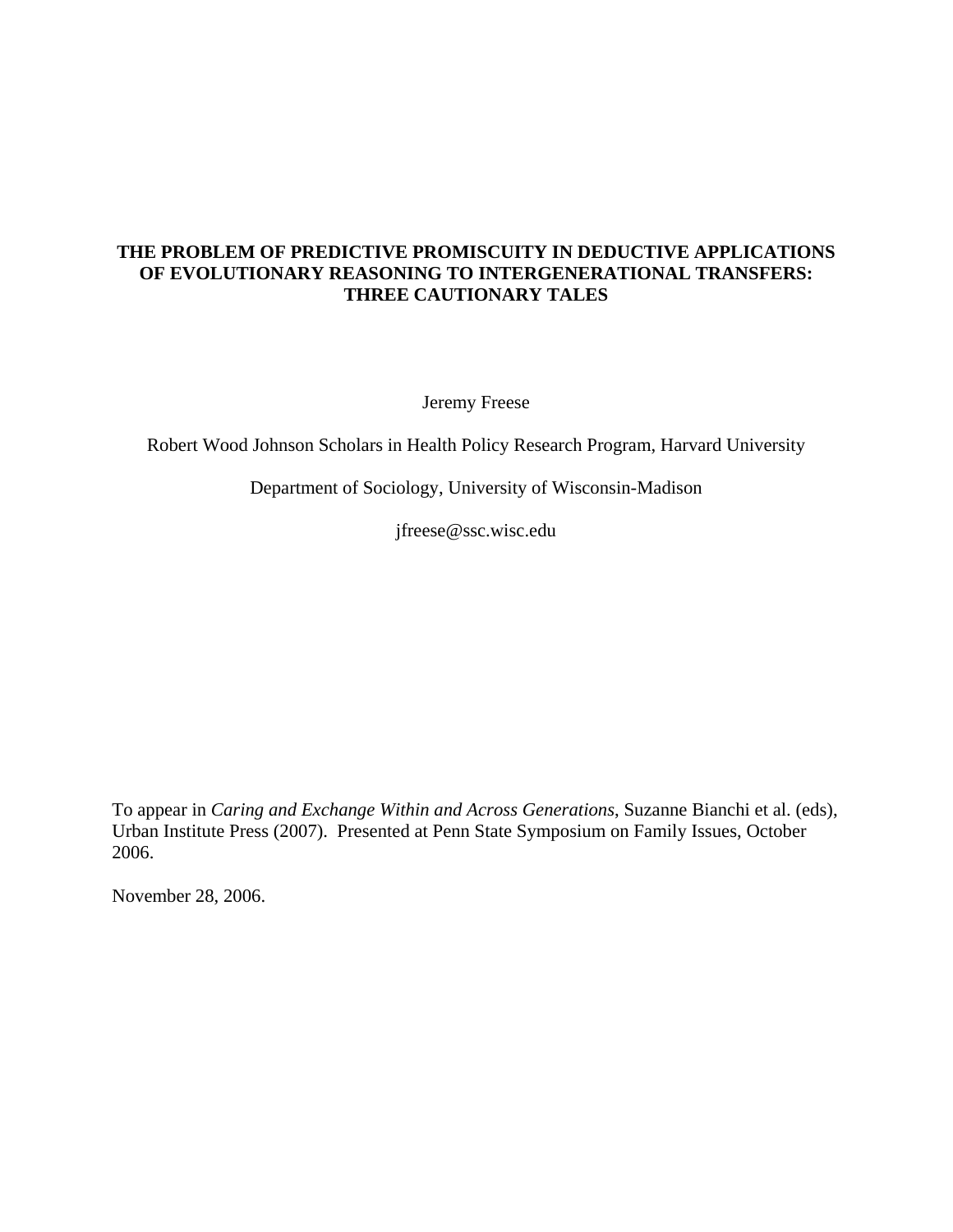# THE PROBLEM OF PREDICTIVE PROMISCUITY IN DEDUCTIVE APPLICATIONS OF EVOLUTIONARY REASONING TO INTERGENERATIONAL TRANSFERS: THREE CAUTIONARY TALES

Jeremy Freese

Robert Wood Johnson Scholars in Health Policy Research Program, Harvard University

Department of Sociology, University of Wisconsin-Madison

jfreese@ssc.wisc.edu

To appear in *Caring and Exchange Within and Across Generations*, Suzanne Bianchi et al. (eds), Urban Institute Press (2007). Presented at Penn State Symposium on Family Issues, October 2006.

November 28, 2006.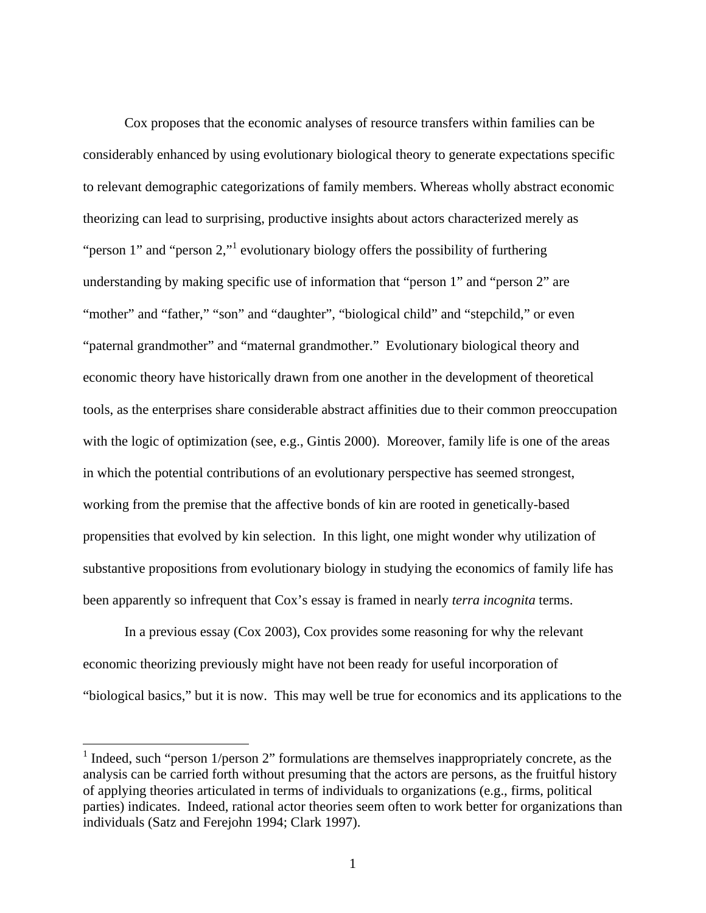Cox proposes that the economic analyses of resource transfers within families can be considerably enhanced by using evolutionary biological theory to generate expectations specific to relevant demographic categorizations of family members. Whereas wholly abstract economic theorizing can lead to surprising, productive insights about actors characterized merely as "person 1" and "person 2,"[1] evolutionary biology offers the possibility of furthering understanding by making specific use of information that "person 1" and "person 2" are "mother" and "father," "son" and "daughter", "biological child" and "stepchild," or even "paternal grandmother" and "maternal grandmother." Evolutionary biological theory and economic theory have historically drawn from one another in the development of theoretical tools, as the enterprises share considerable abstract affinities due to their common preoccupation with the logic of optimization (see, e.g., Gintis 2000). Moreover, family life is one of the areas in which the potential contributions of an evolutionary perspective has seemed strongest, working from the premise that the affective bonds of kin are rooted in genetically-based propensities that evolved by kin selection. In this light, one might wonder why utilization of substantive propositions from evolutionary biology in studying the economics of family life has been apparently so infrequent that Cox's essay is framed in nearly *terra incognita* terms.

In a previous essay (Cox 2003), Cox provides some reasoning for why the relevant economic theorizing previously might have not been ready for useful incorporation of "biological basics," but it is now. This may well be true for economics and its applications to the

[1] Indeed, such "person 1/person 2" formulations are themselves inappropriately concrete, as the analysis can be carried forth without presuming that the actors are persons, as the fruitful history of applying theories articulated in terms of individuals to organizations (e.g., firms, political parties) indicates. Indeed, rational actor theories seem often to work better for organizations than individuals (Satz and Ferejohn 1994; Clark 1997).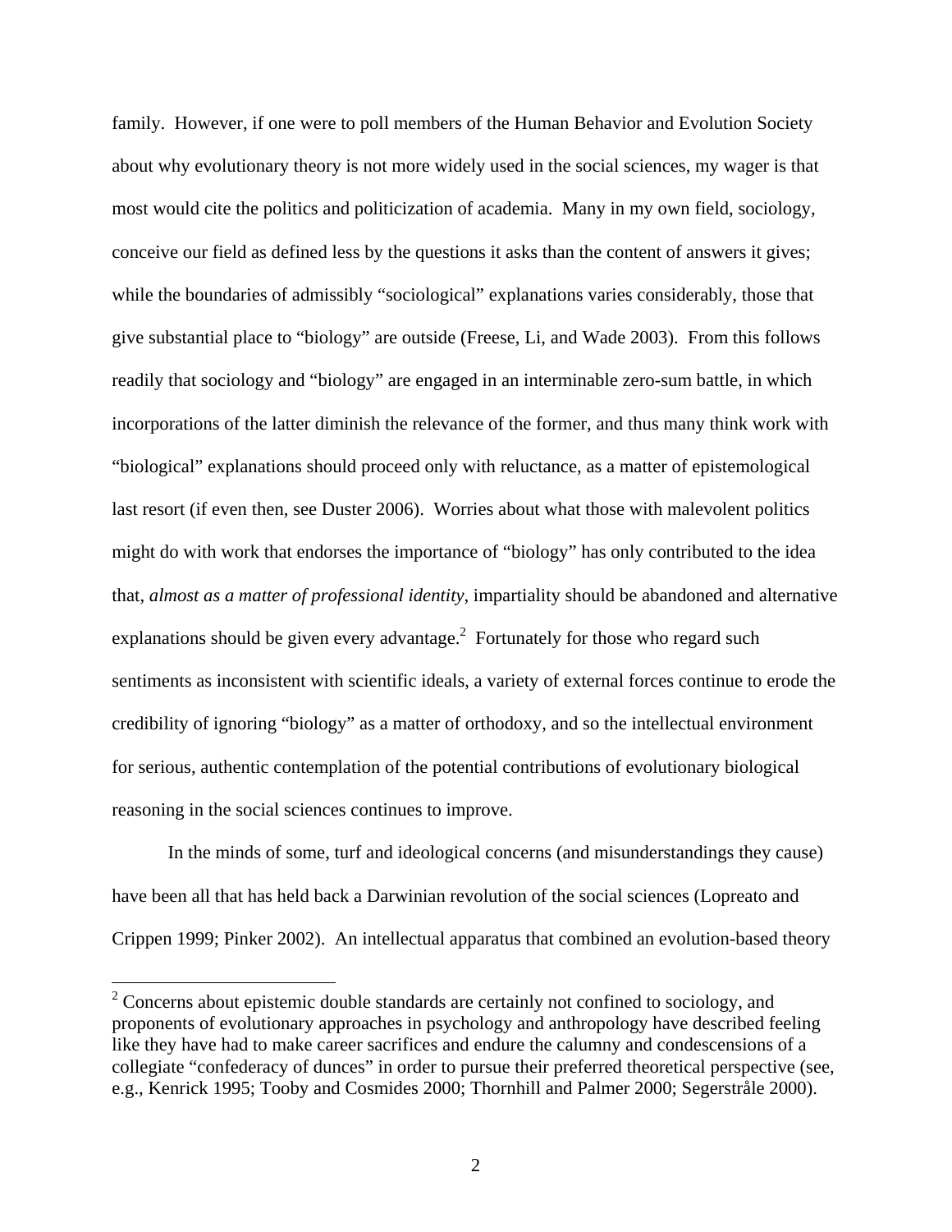family. However, if one were to poll members of the Human Behavior and Evolution Society about why evolutionary theory is not more widely used in the social sciences, my wager is that most would cite the politics and politicization of academia. Many in my own field, sociology, conceive our field as defined less by the questions it asks than the content of answers it gives; while the boundaries of admissibly "sociological" explanations varies considerably, those that give substantial place to "biology" are outside (Freese, Li, and Wade 2003). From this follows readily that sociology and "biology" are engaged in an interminable zero-sum battle, in which incorporations of the latter diminish the relevance of the former, and thus many think work with "biological" explanations should proceed only with reluctance, as a matter of epistemological last resort (if even then, see Duster 2006). Worries about what those with malevolent politics might do with work that endorses the importance of "biology" has only contributed to the idea that, *almost as a matter of professional identity*, impartiality should be abandoned and alternative explanations should be given every advantage.[2] Fortunately for those who regard such sentiments as inconsistent with scientific ideals, a variety of external forces continue to erode the credibility of ignoring "biology" as a matter of orthodoxy, and so the intellectual environment for serious, authentic contemplation of the potential contributions of evolutionary biological reasoning in the social sciences continues to improve.

In the minds of some, turf and ideological concerns (and misunderstandings they cause) have been all that has held back a Darwinian revolution of the social sciences (Lopreato and Crippen 1999; Pinker 2002). An intellectual apparatus that combined an evolution-based theory

[2] Concerns about epistemic double standards are certainly not confined to sociology, and proponents of evolutionary approaches in psychology and anthropology have described feeling like they have had to make career sacrifices and endure the calumny and condescensions of a collegiate "confederacy of dunces" in order to pursue their preferred theoretical perspective (see, e.g., Kenrick 1995; Tooby and Cosmides 2000; Thornhill and Palmer 2000; Segerstråle 2000).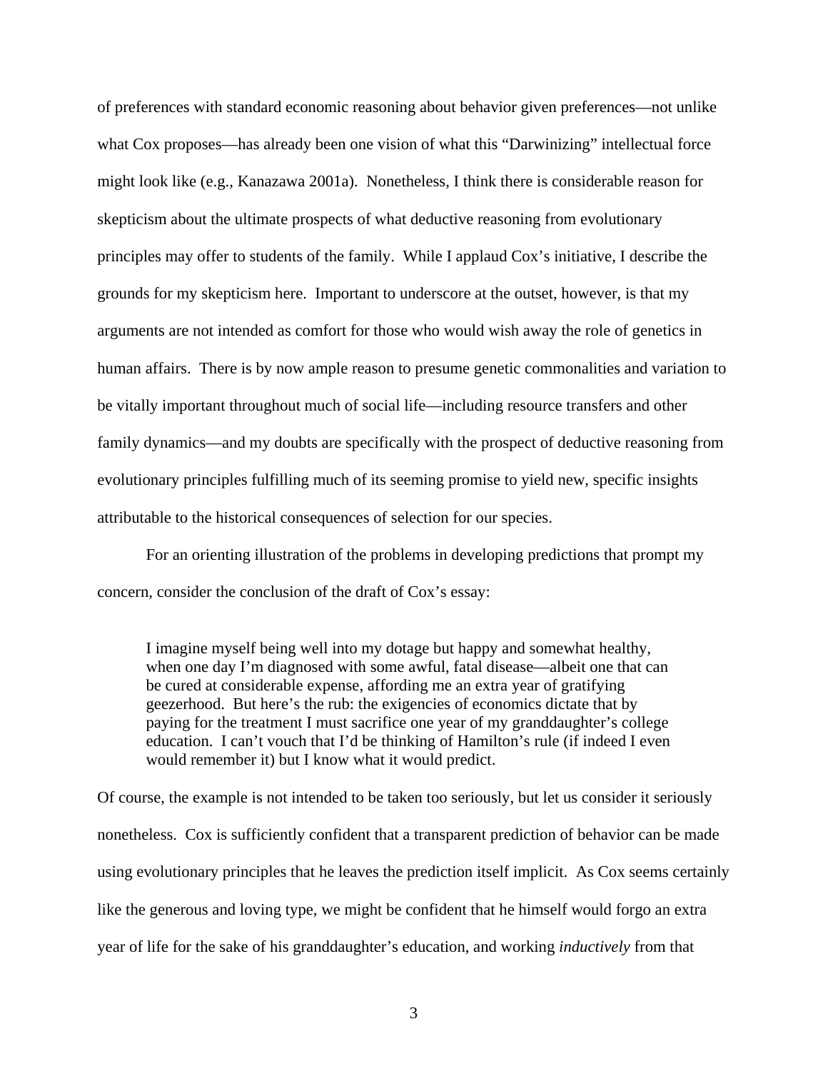of preferences with standard economic reasoning about behavior given preferences—not unlike what Cox proposes—has already been one vision of what this "Darwinizing" intellectual force might look like (e.g., Kanazawa 2001a). Nonetheless, I think there is considerable reason for skepticism about the ultimate prospects of what deductive reasoning from evolutionary principles may offer to students of the family. While I applaud Cox's initiative, I describe the grounds for my skepticism here. Important to underscore at the outset, however, is that my arguments are not intended as comfort for those who would wish away the role of genetics in human affairs. There is by now ample reason to presume genetic commonalities and variation to be vitally important throughout much of social life—including resource transfers and other family dynamics—and my doubts are specifically with the prospect of deductive reasoning from evolutionary principles fulfilling much of its seeming promise to yield new, specific insights attributable to the historical consequences of selection for our species.

For an orienting illustration of the problems in developing predictions that prompt my concern, consider the conclusion of the draft of Cox's essay:

> I imagine myself being well into my dotage but happy and somewhat healthy, when one day I'm diagnosed with some awful, fatal disease—albeit one that can be cured at considerable expense, affording me an extra year of gratifying geezerhood. But here's the rub: the exigencies of economics dictate that by paying for the treatment I must sacrifice one year of my granddaughter's college education. I can't vouch that I'd be thinking of Hamilton's rule (if indeed I even would remember it) but I know what it would predict.

Of course, the example is not intended to be taken too seriously, but let us consider it seriously nonetheless. Cox is sufficiently confident that a transparent prediction of behavior can be made using evolutionary principles that he leaves the prediction itself implicit. As Cox seems certainly like the generous and loving type, we might be confident that he himself would forgo an extra year of life for the sake of his granddaughter's education, and working *inductively* from that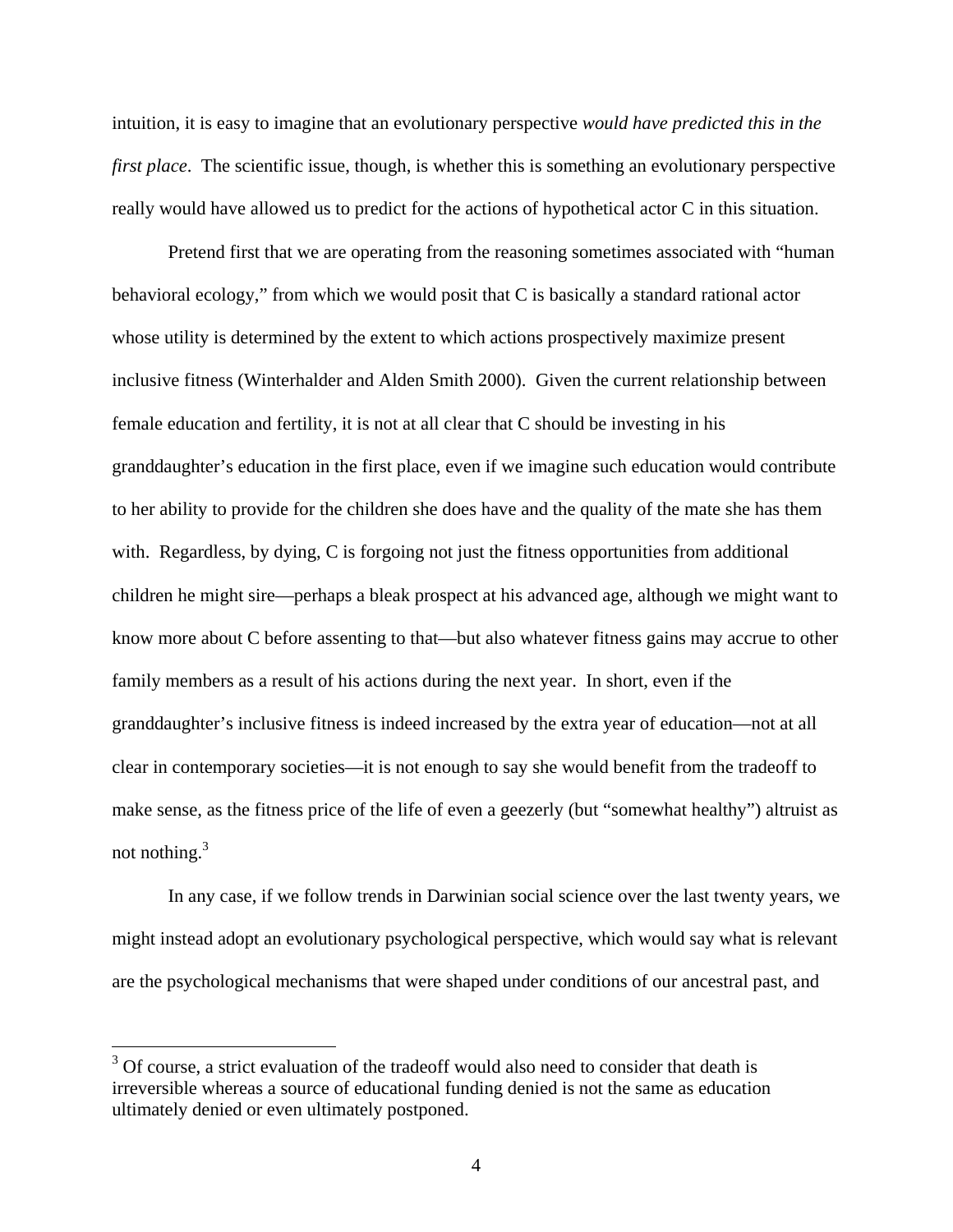intuition, it is easy to imagine that an evolutionary perspective *would have predicted this in the first place*. The scientific issue, though, is whether this is something an evolutionary perspective really would have allowed us to predict for the actions of hypothetical actor C in this situation.

Pretend first that we are operating from the reasoning sometimes associated with "human behavioral ecology," from which we would posit that C is basically a standard rational actor whose utility is determined by the extent to which actions prospectively maximize present inclusive fitness (Winterhalder and Alden Smith 2000). Given the current relationship between female education and fertility, it is not at all clear that C should be investing in his granddaughter's education in the first place, even if we imagine such education would contribute to her ability to provide for the children she does have and the quality of the mate she has them with. Regardless, by dying, C is forgoing not just the fitness opportunities from additional children he might sire—perhaps a bleak prospect at his advanced age, although we might want to know more about C before assenting to that—but also whatever fitness gains may accrue to other family members as a result of his actions during the next year. In short, even if the granddaughter's inclusive fitness is indeed increased by the extra year of education—not at all clear in contemporary societies—it is not enough to say she would benefit from the tradeoff to make sense, as the fitness price of the life of even a geezerly (but "somewhat healthy") altruist as not nothing.[3]

In any case, if we follow trends in Darwinian social science over the last twenty years, we might instead adopt an evolutionary psychological perspective, which would say what is relevant are the psychological mechanisms that were shaped under conditions of our ancestral past, and

[3] Of course, a strict evaluation of the tradeoff would also need to consider that death is irreversible whereas a source of educational funding denied is not the same as education ultimately denied or even ultimately postponed.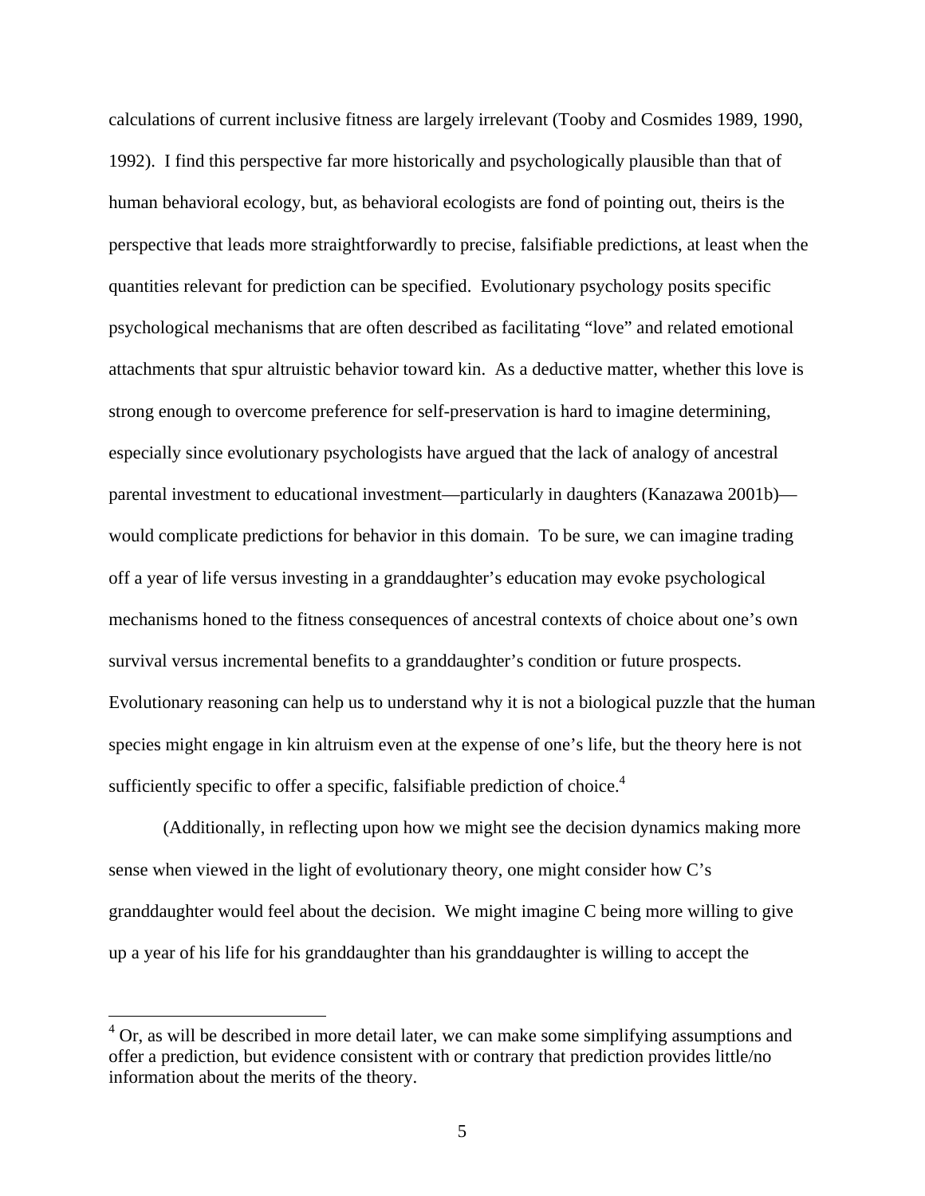calculations of current inclusive fitness are largely irrelevant (Tooby and Cosmides 1989, 1990, 1992). I find this perspective far more historically and psychologically plausible than that of human behavioral ecology, but, as behavioral ecologists are fond of pointing out, theirs is the perspective that leads more straightforwardly to precise, falsifiable predictions, at least when the quantities relevant for prediction can be specified. Evolutionary psychology posits specific psychological mechanisms that are often described as facilitating "love" and related emotional attachments that spur altruistic behavior toward kin. As a deductive matter, whether this love is strong enough to overcome preference for self-preservation is hard to imagine determining, especially since evolutionary psychologists have argued that the lack of analogy of ancestral parental investment to educational investment—particularly in daughters (Kanazawa 2001b)—would complicate predictions for behavior in this domain. To be sure, we can imagine trading off a year of life versus investing in a granddaughter's education may evoke psychological mechanisms honed to the fitness consequences of ancestral contexts of choice about one's own survival versus incremental benefits to a granddaughter's condition or future prospects. Evolutionary reasoning can help us to understand why it is not a biological puzzle that the human species might engage in kin altruism even at the expense of one's life, but the theory here is not sufficiently specific to offer a specific, falsifiable prediction of choice.[4]

(Additionally, in reflecting upon how we might see the decision dynamics making more sense when viewed in the light of evolutionary theory, one might consider how C's granddaughter would feel about the decision. We might imagine C being more willing to give up a year of his life for his granddaughter than his granddaughter is willing to accept the

[4] Or, as will be described in more detail later, we can make some simplifying assumptions and offer a prediction, but evidence consistent with or contrary that prediction provides little/no information about the merits of the theory.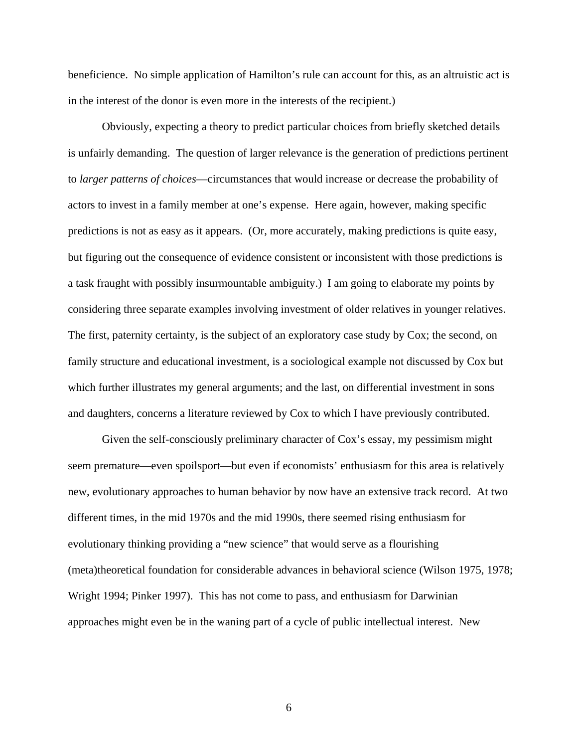beneficience.  No simple application of Hamilton's rule can account for this, as an altruistic act is in the interest of the donor is even more in the interests of the recipient.)

Obviously, expecting a theory to predict particular choices from briefly sketched details is unfairly demanding.  The question of larger relevance is the generation of predictions pertinent to *larger patterns of choices*—circumstances that would increase or decrease the probability of actors to invest in a family member at one's expense.  Here again, however, making specific predictions is not as easy as it appears.  (Or, more accurately, making predictions is quite easy, but figuring out the consequence of evidence consistent or inconsistent with those predictions is a task fraught with possibly insurmountable ambiguity.)  I am going to elaborate my points by considering three separate examples involving investment of older relatives in younger relatives. The first, paternity certainty, is the subject of an exploratory case study by Cox; the second, on family structure and educational investment, is a sociological example not discussed by Cox but which further illustrates my general arguments; and the last, on differential investment in sons and daughters, concerns a literature reviewed by Cox to which I have previously contributed.

Given the self-consciously preliminary character of Cox's essay, my pessimism might seem premature—even spoilsport—but even if economists' enthusiasm for this area is relatively new, evolutionary approaches to human behavior by now have an extensive track record.  At two different times, in the mid 1970s and the mid 1990s, there seemed rising enthusiasm for evolutionary thinking providing a "new science" that would serve as a flourishing (meta)theoretical foundation for considerable advances in behavioral science (Wilson 1975, 1978; Wright 1994; Pinker 1997).  This has not come to pass, and enthusiasm for Darwinian approaches might even be in the waning part of a cycle of public intellectual interest.  New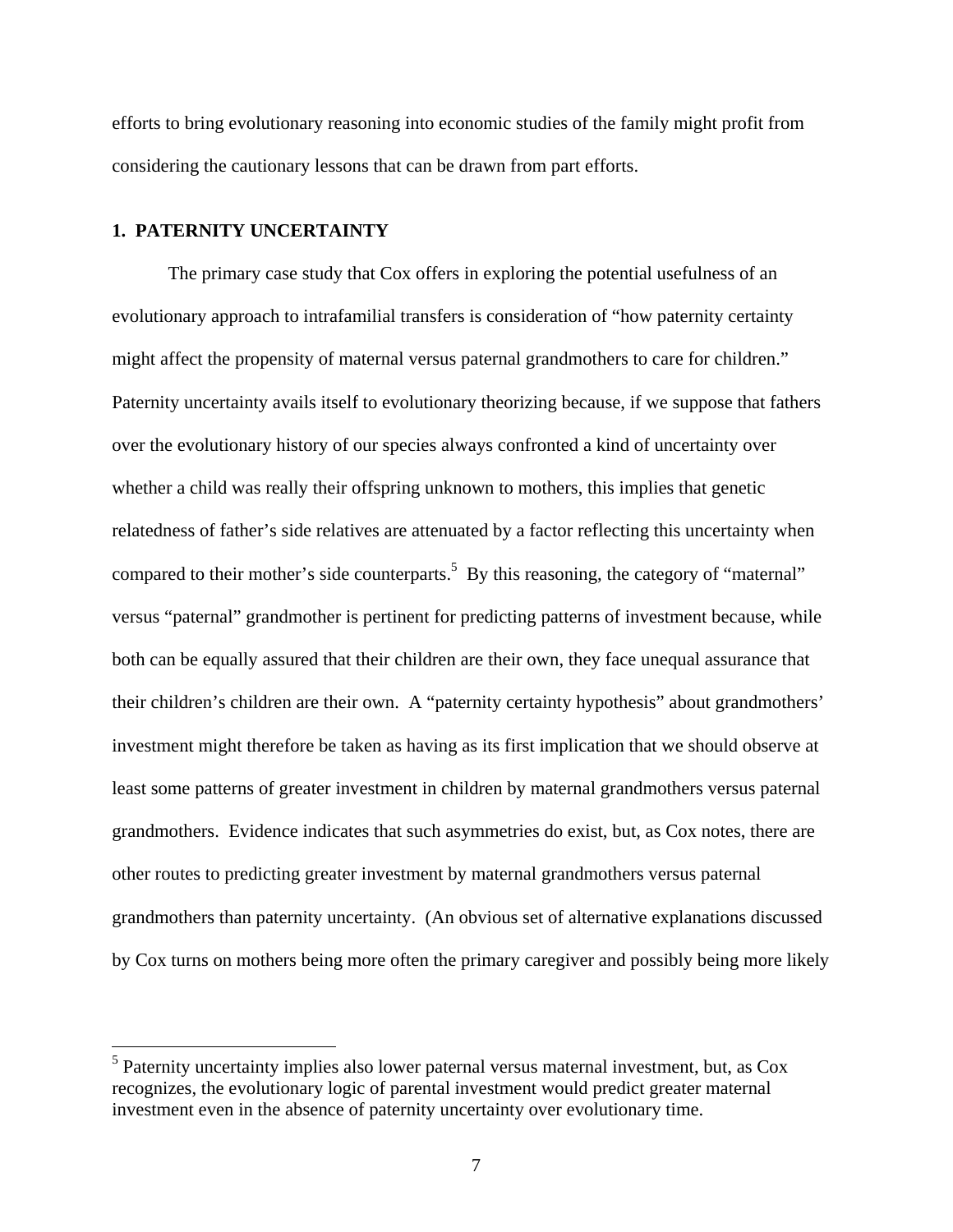efforts to bring evolutionary reasoning into economic studies of the family might profit from considering the cautionary lessons that can be drawn from part efforts.

## 1. PATERNITY UNCERTAINTY

The primary case study that Cox offers in exploring the potential usefulness of an evolutionary approach to intrafamilial transfers is consideration of "how paternity certainty might affect the propensity of maternal versus paternal grandmothers to care for children." Paternity uncertainty avails itself to evolutionary theorizing because, if we suppose that fathers over the evolutionary history of our species always confronted a kind of uncertainty over whether a child was really their offspring unknown to mothers, this implies that genetic relatedness of father's side relatives are attenuated by a factor reflecting this uncertainty when compared to their mother's side counterparts.[5] By this reasoning, the category of "maternal" versus "paternal" grandmother is pertinent for predicting patterns of investment because, while both can be equally assured that their children are their own, they face unequal assurance that their children's children are their own. A "paternity certainty hypothesis" about grandmothers' investment might therefore be taken as having as its first implication that we should observe at least some patterns of greater investment in children by maternal grandmothers versus paternal grandmothers. Evidence indicates that such asymmetries do exist, but, as Cox notes, there are other routes to predicting greater investment by maternal grandmothers versus paternal grandmothers than paternity uncertainty. (An obvious set of alternative explanations discussed by Cox turns on mothers being more often the primary caregiver and possibly being more likely

[5] Paternity uncertainty implies also lower paternal versus maternal investment, but, as Cox recognizes, the evolutionary logic of parental investment would predict greater maternal investment even in the absence of paternity uncertainty over evolutionary time.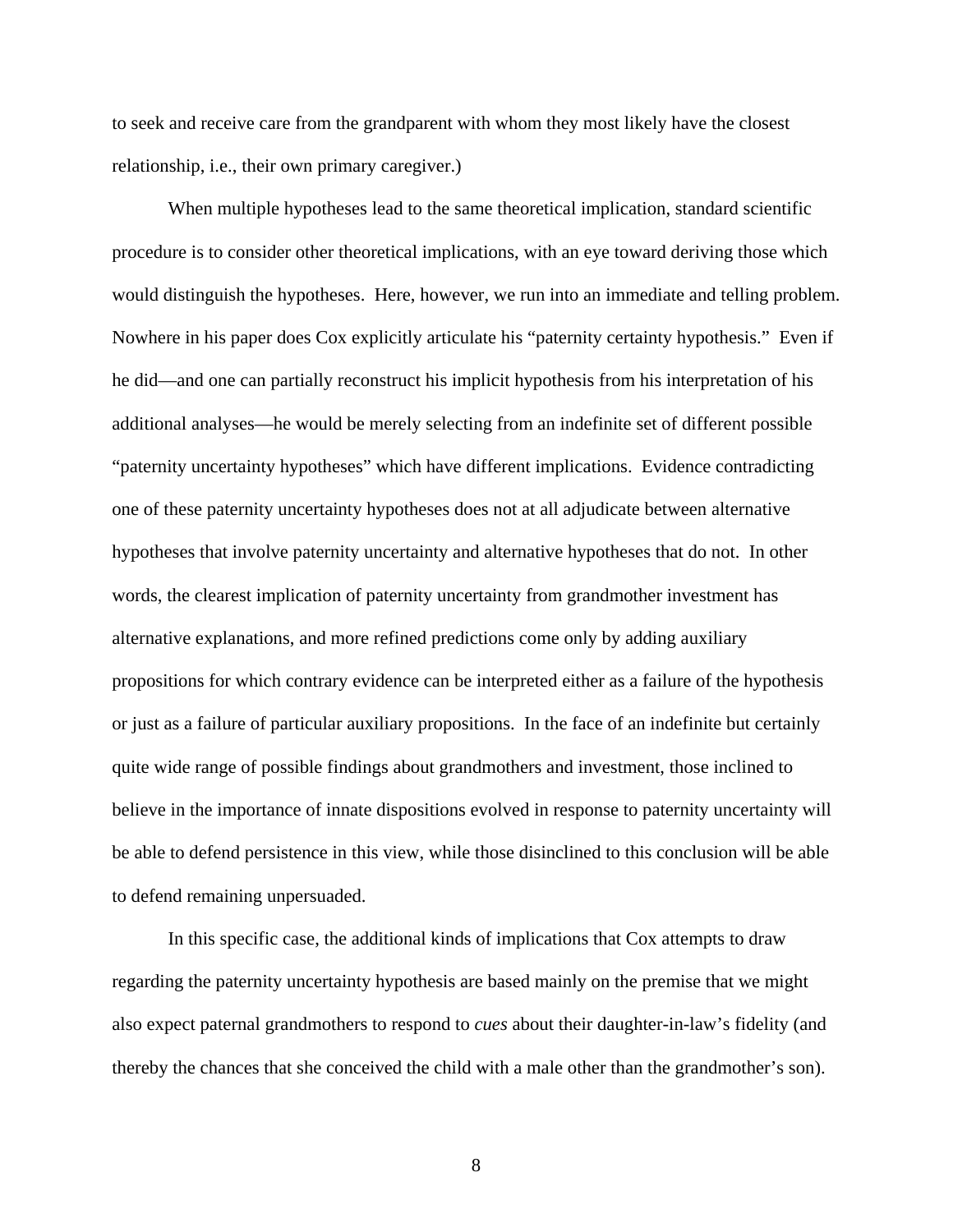to seek and receive care from the grandparent with whom they most likely have the closest relationship, i.e., their own primary caregiver.)

When multiple hypotheses lead to the same theoretical implication, standard scientific procedure is to consider other theoretical implications, with an eye toward deriving those which would distinguish the hypotheses. Here, however, we run into an immediate and telling problem. Nowhere in his paper does Cox explicitly articulate his "paternity certainty hypothesis." Even if he did—and one can partially reconstruct his implicit hypothesis from his interpretation of his additional analyses—he would be merely selecting from an indefinite set of different possible "paternity uncertainty hypotheses" which have different implications. Evidence contradicting one of these paternity uncertainty hypotheses does not at all adjudicate between alternative hypotheses that involve paternity uncertainty and alternative hypotheses that do not. In other words, the clearest implication of paternity uncertainty from grandmother investment has alternative explanations, and more refined predictions come only by adding auxiliary propositions for which contrary evidence can be interpreted either as a failure of the hypothesis or just as a failure of particular auxiliary propositions. In the face of an indefinite but certainly quite wide range of possible findings about grandmothers and investment, those inclined to believe in the importance of innate dispositions evolved in response to paternity uncertainty will be able to defend persistence in this view, while those disinclined to this conclusion will be able to defend remaining unpersuaded.

In this specific case, the additional kinds of implications that Cox attempts to draw regarding the paternity uncertainty hypothesis are based mainly on the premise that we might also expect paternal grandmothers to respond to *cues* about their daughter-in-law's fidelity (and thereby the chances that she conceived the child with a male other than the grandmother's son).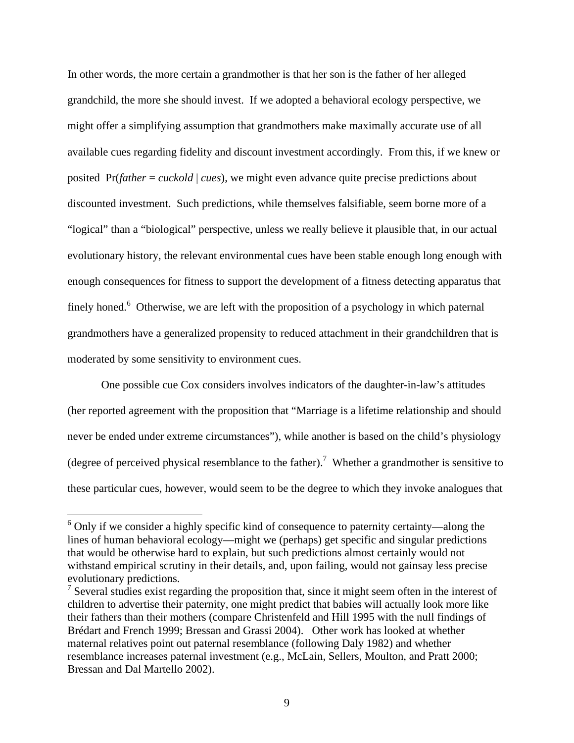In other words, the more certain a grandmother is that her son is the father of her alleged grandchild, the more she should invest. If we adopted a behavioral ecology perspective, we might offer a simplifying assumption that grandmothers make maximally accurate use of all available cues regarding fidelity and discount investment accordingly. From this, if we knew or posited Pr(*father* = *cuckold* | *cues*), we might even advance quite precise predictions about discounted investment. Such predictions, while themselves falsifiable, seem borne more of a "logical" than a "biological" perspective, unless we really believe it plausible that, in our actual evolutionary history, the relevant environmental cues have been stable enough long enough with enough consequences for fitness to support the development of a fitness detecting apparatus that finely honed.[6] Otherwise, we are left with the proposition of a psychology in which paternal grandmothers have a generalized propensity to reduced attachment in their grandchildren that is moderated by some sensitivity to environment cues.

One possible cue Cox considers involves indicators of the daughter-in-law's attitudes (her reported agreement with the proposition that "Marriage is a lifetime relationship and should never be ended under extreme circumstances"), while another is based on the child's physiology (degree of perceived physical resemblance to the father).[7] Whether a grandmother is sensitive to these particular cues, however, would seem to be the degree to which they invoke analogues that

---

[6] Only if we consider a highly specific kind of consequence to paternity certainty—along the lines of human behavioral ecology—might we (perhaps) get specific and singular predictions that would be otherwise hard to explain, but such predictions almost certainly would not withstand empirical scrutiny in their details, and, upon failing, would not gainsay less precise evolutionary predictions.

[7] Several studies exist regarding the proposition that, since it might seem often in the interest of children to advertise their paternity, one might predict that babies will actually look more like their fathers than their mothers (compare Christenfeld and Hill 1995 with the null findings of Brédart and French 1999; Bressan and Grassi 2004). Other work has looked at whether maternal relatives point out paternal resemblance (following Daly 1982) and whether resemblance increases paternal investment (e.g., McLain, Sellers, Moulton, and Pratt 2000; Bressan and Dal Martello 2002).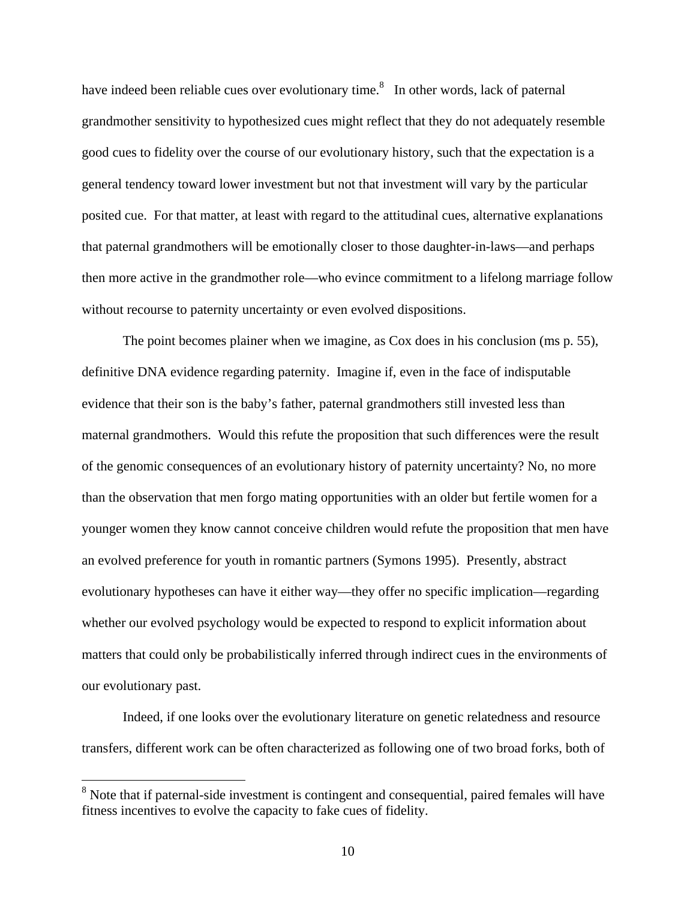have indeed been reliable cues over evolutionary time.[8] In other words, lack of paternal grandmother sensitivity to hypothesized cues might reflect that they do not adequately resemble good cues to fidelity over the course of our evolutionary history, such that the expectation is a general tendency toward lower investment but not that investment will vary by the particular posited cue. For that matter, at least with regard to the attitudinal cues, alternative explanations that paternal grandmothers will be emotionally closer to those daughter-in-laws—and perhaps then more active in the grandmother role—who evince commitment to a lifelong marriage follow without recourse to paternity uncertainty or even evolved dispositions.

The point becomes plainer when we imagine, as Cox does in his conclusion (ms p. 55), definitive DNA evidence regarding paternity. Imagine if, even in the face of indisputable evidence that their son is the baby's father, paternal grandmothers still invested less than maternal grandmothers. Would this refute the proposition that such differences were the result of the genomic consequences of an evolutionary history of paternity uncertainty? No, no more than the observation that men forgo mating opportunities with an older but fertile women for a younger women they know cannot conceive children would refute the proposition that men have an evolved preference for youth in romantic partners (Symons 1995). Presently, abstract evolutionary hypotheses can have it either way—they offer no specific implication—regarding whether our evolved psychology would be expected to respond to explicit information about matters that could only be probabilistically inferred through indirect cues in the environments of our evolutionary past.

Indeed, if one looks over the evolutionary literature on genetic relatedness and resource transfers, different work can be often characterized as following one of two broad forks, both of

[8] Note that if paternal-side investment is contingent and consequential, paired females will have fitness incentives to evolve the capacity to fake cues of fidelity.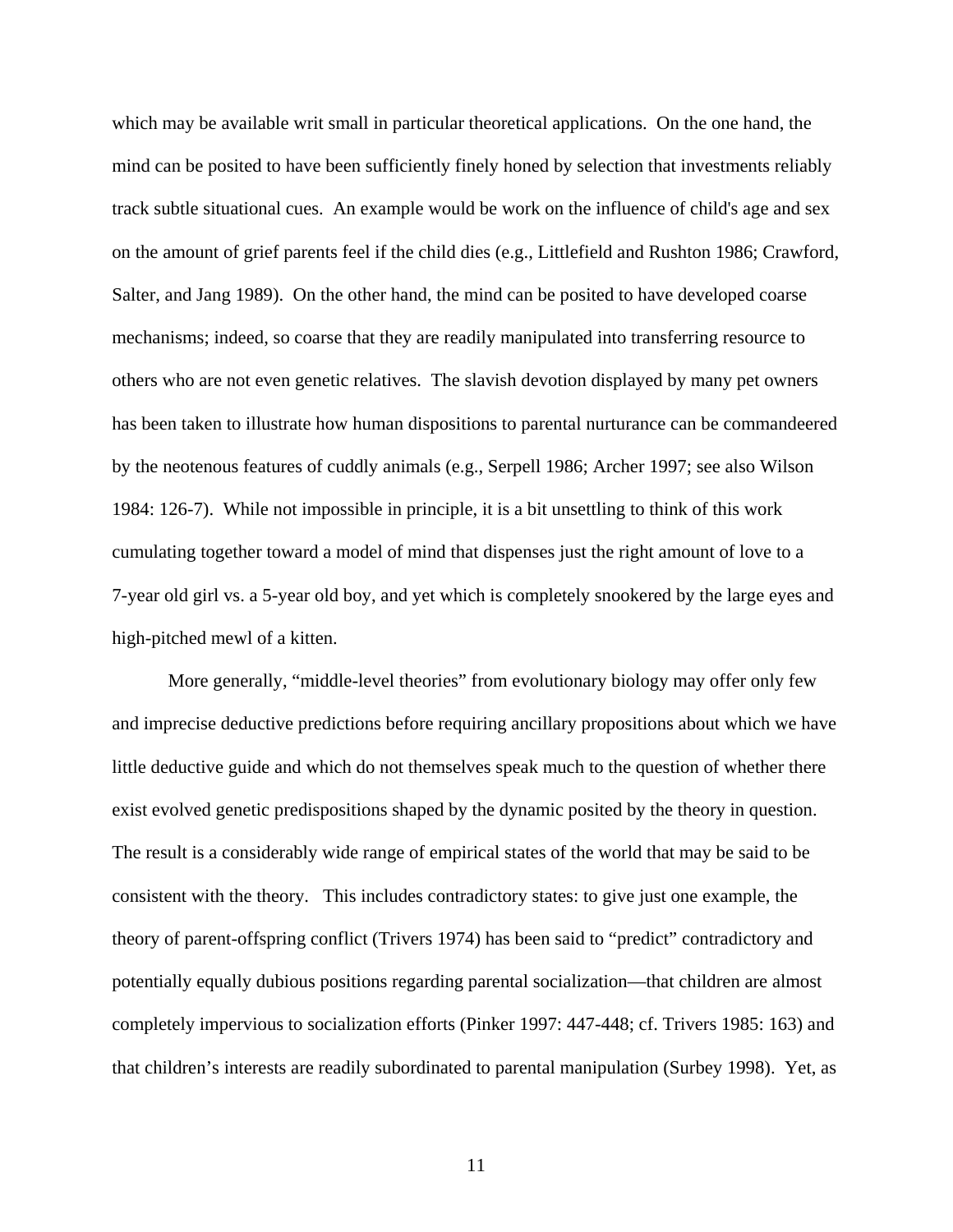which may be available writ small in particular theoretical applications. On the one hand, the mind can be posited to have been sufficiently finely honed by selection that investments reliably track subtle situational cues. An example would be work on the influence of child's age and sex on the amount of grief parents feel if the child dies (e.g., Littlefield and Rushton 1986; Crawford, Salter, and Jang 1989). On the other hand, the mind can be posited to have developed coarse mechanisms; indeed, so coarse that they are readily manipulated into transferring resource to others who are not even genetic relatives. The slavish devotion displayed by many pet owners has been taken to illustrate how human dispositions to parental nurturance can be commandeered by the neotenous features of cuddly animals (e.g., Serpell 1986; Archer 1997; see also Wilson 1984: 126-7). While not impossible in principle, it is a bit unsettling to think of this work cumulating together toward a model of mind that dispenses just the right amount of love to a 7-year old girl vs. a 5-year old boy, and yet which is completely snookered by the large eyes and high-pitched mewl of a kitten.

More generally, "middle-level theories" from evolutionary biology may offer only few and imprecise deductive predictions before requiring ancillary propositions about which we have little deductive guide and which do not themselves speak much to the question of whether there exist evolved genetic predispositions shaped by the dynamic posited by the theory in question. The result is a considerably wide range of empirical states of the world that may be said to be consistent with the theory. This includes contradictory states: to give just one example, the theory of parent-offspring conflict (Trivers 1974) has been said to "predict" contradictory and potentially equally dubious positions regarding parental socialization—that children are almost completely impervious to socialization efforts (Pinker 1997: 447-448; cf. Trivers 1985: 163) and that children's interests are readily subordinated to parental manipulation (Surbey 1998). Yet, as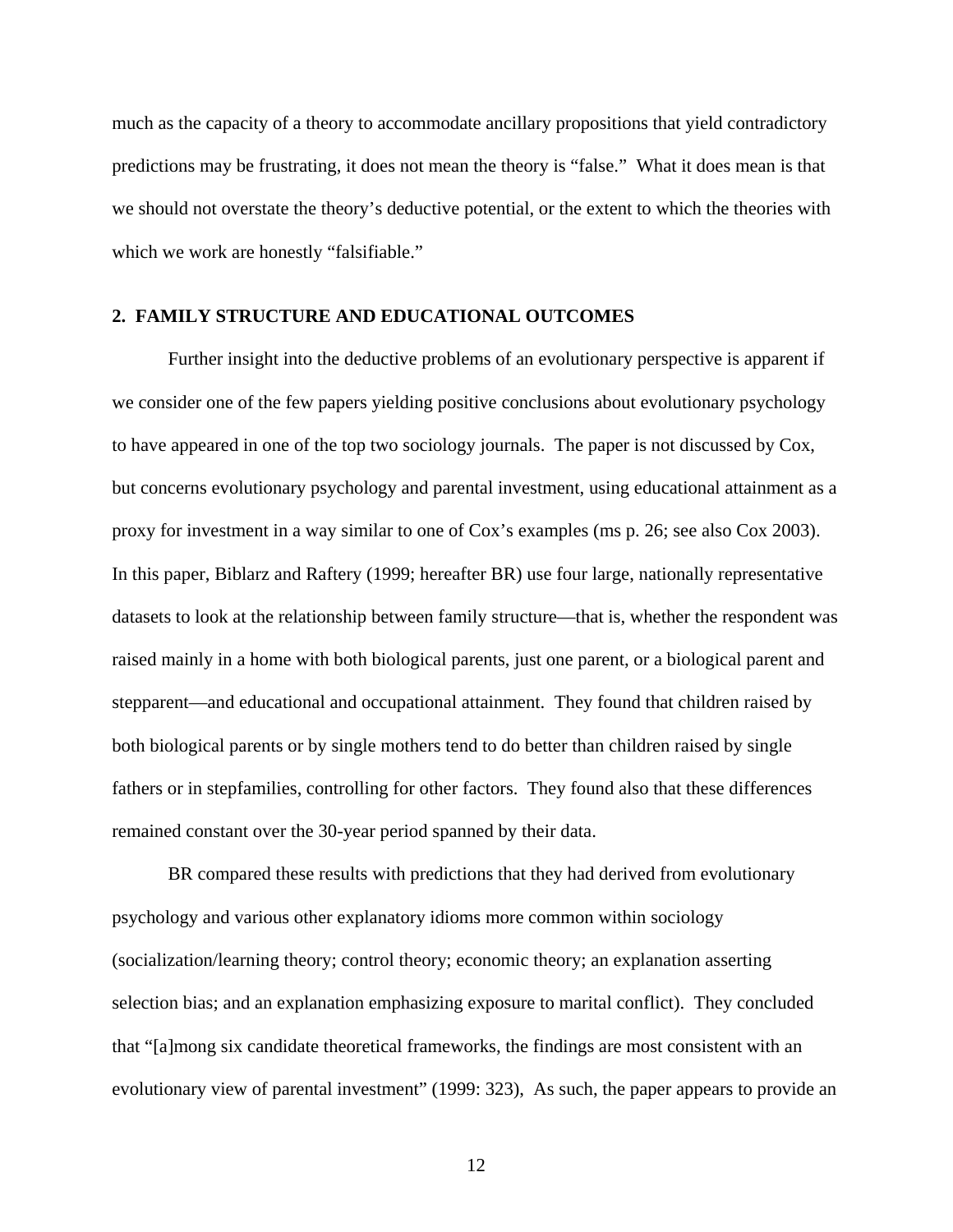much as the capacity of a theory to accommodate ancillary propositions that yield contradictory predictions may be frustrating, it does not mean the theory is "false." What it does mean is that we should not overstate the theory's deductive potential, or the extent to which the theories with which we work are honestly "falsifiable."

## 2. FAMILY STRUCTURE AND EDUCATIONAL OUTCOMES

Further insight into the deductive problems of an evolutionary perspective is apparent if we consider one of the few papers yielding positive conclusions about evolutionary psychology to have appeared in one of the top two sociology journals. The paper is not discussed by Cox, but concerns evolutionary psychology and parental investment, using educational attainment as a proxy for investment in a way similar to one of Cox's examples (ms p. 26; see also Cox 2003). In this paper, Biblarz and Raftery (1999; hereafter BR) use four large, nationally representative datasets to look at the relationship between family structure—that is, whether the respondent was raised mainly in a home with both biological parents, just one parent, or a biological parent and stepparent—and educational and occupational attainment. They found that children raised by both biological parents or by single mothers tend to do better than children raised by single fathers or in stepfamilies, controlling for other factors. They found also that these differences remained constant over the 30-year period spanned by their data.

BR compared these results with predictions that they had derived from evolutionary psychology and various other explanatory idioms more common within sociology (socialization/learning theory; control theory; economic theory; an explanation asserting selection bias; and an explanation emphasizing exposure to marital conflict). They concluded that "[a]mong six candidate theoretical frameworks, the findings are most consistent with an evolutionary view of parental investment" (1999: 323), As such, the paper appears to provide an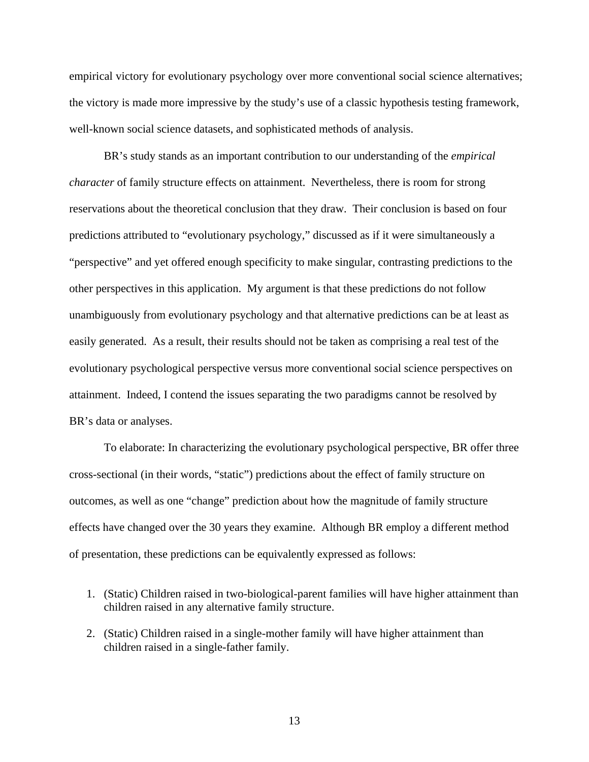empirical victory for evolutionary psychology over more conventional social science alternatives; the victory is made more impressive by the study's use of a classic hypothesis testing framework, well-known social science datasets, and sophisticated methods of analysis.

BR's study stands as an important contribution to our understanding of the *empirical character* of family structure effects on attainment. Nevertheless, there is room for strong reservations about the theoretical conclusion that they draw. Their conclusion is based on four predictions attributed to "evolutionary psychology," discussed as if it were simultaneously a "perspective" and yet offered enough specificity to make singular, contrasting predictions to the other perspectives in this application. My argument is that these predictions do not follow unambiguously from evolutionary psychology and that alternative predictions can be at least as easily generated. As a result, their results should not be taken as comprising a real test of the evolutionary psychological perspective versus more conventional social science perspectives on attainment. Indeed, I contend the issues separating the two paradigms cannot be resolved by BR's data or analyses.

To elaborate: In characterizing the evolutionary psychological perspective, BR offer three cross-sectional (in their words, "static") predictions about the effect of family structure on outcomes, as well as one "change" prediction about how the magnitude of family structure effects have changed over the 30 years they examine. Although BR employ a different method of presentation, these predictions can be equivalently expressed as follows:

1. (Static) Children raised in two-biological-parent families will have higher attainment than children raised in any alternative family structure.
2. (Static) Children raised in a single-mother family will have higher attainment than children raised in a single-father family.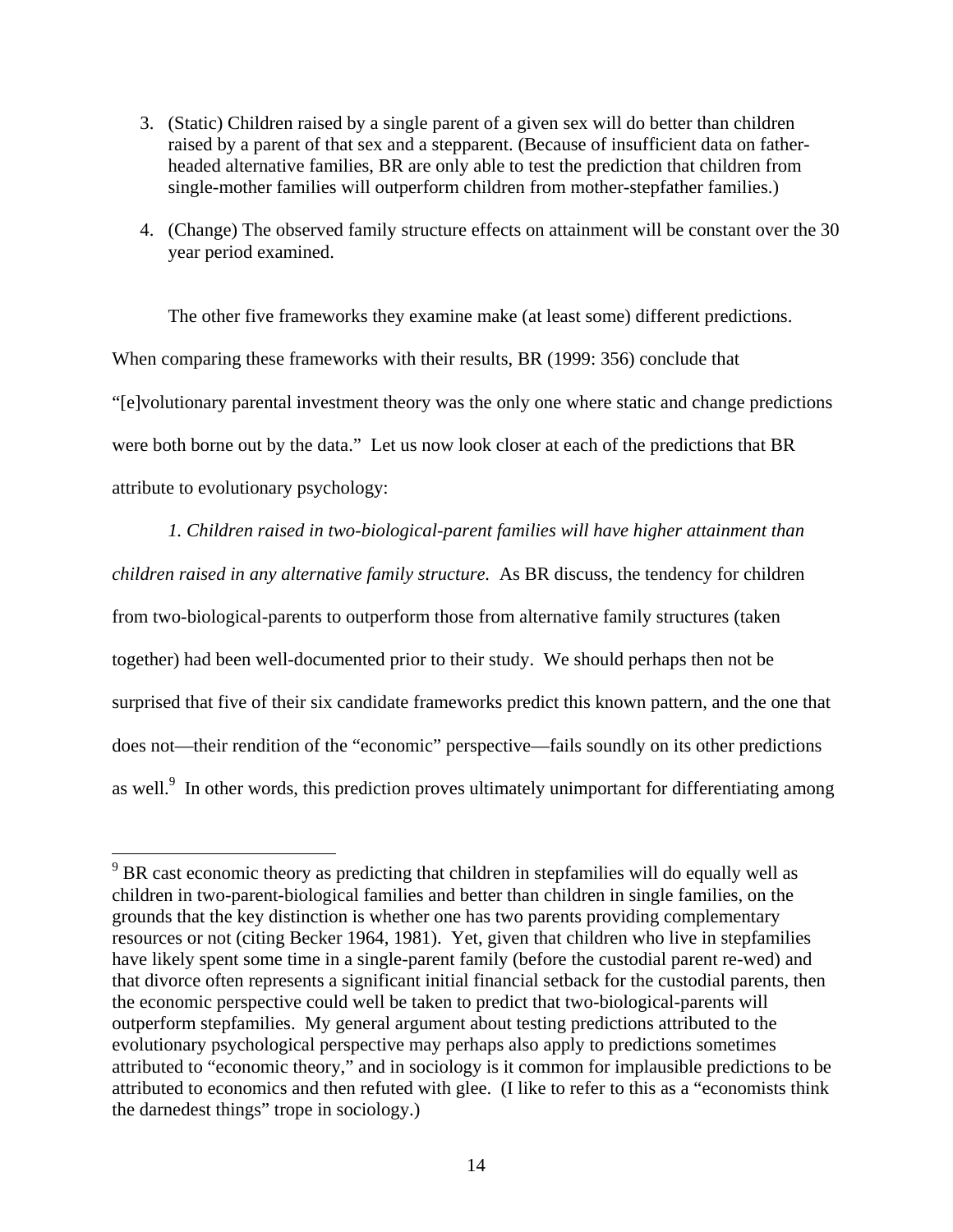3. (Static) Children raised by a single parent of a given sex will do better than children raised by a parent of that sex and a stepparent. (Because of insufficient data on father-headed alternative families, BR are only able to test the prediction that children from single-mother families will outperform children from mother-stepfather families.)

4. (Change) The observed family structure effects on attainment will be constant over the 30 year period examined.

The other five frameworks they examine make (at least some) different predictions. When comparing these frameworks with their results, BR (1999: 356) conclude that "[e]volutionary parental investment theory was the only one where static and change predictions were both borne out by the data." Let us now look closer at each of the predictions that BR attribute to evolutionary psychology:

*1. Children raised in two-biological-parent families will have higher attainment than children raised in any alternative family structure.* As BR discuss, the tendency for children from two-biological-parents to outperform those from alternative family structures (taken together) had been well-documented prior to their study. We should perhaps then not be surprised that five of their six candidate frameworks predict this known pattern, and the one that does not—their rendition of the "economic" perspective—fails soundly on its other predictions as well.[9] In other words, this prediction proves ultimately unimportant for differentiating among

[9] BR cast economic theory as predicting that children in stepfamilies will do equally well as children in two-parent-biological families and better than children in single families, on the grounds that the key distinction is whether one has two parents providing complementary resources or not (citing Becker 1964, 1981). Yet, given that children who live in stepfamilies have likely spent some time in a single-parent family (before the custodial parent re-wed) and that divorce often represents a significant initial financial setback for the custodial parents, then the economic perspective could well be taken to predict that two-biological-parents will outperform stepfamilies. My general argument about testing predictions attributed to the evolutionary psychological perspective may perhaps also apply to predictions sometimes attributed to "economic theory," and in sociology is it common for implausible predictions to be attributed to economics and then refuted with glee. (I like to refer to this as a "economists think the darnedest things" trope in sociology.)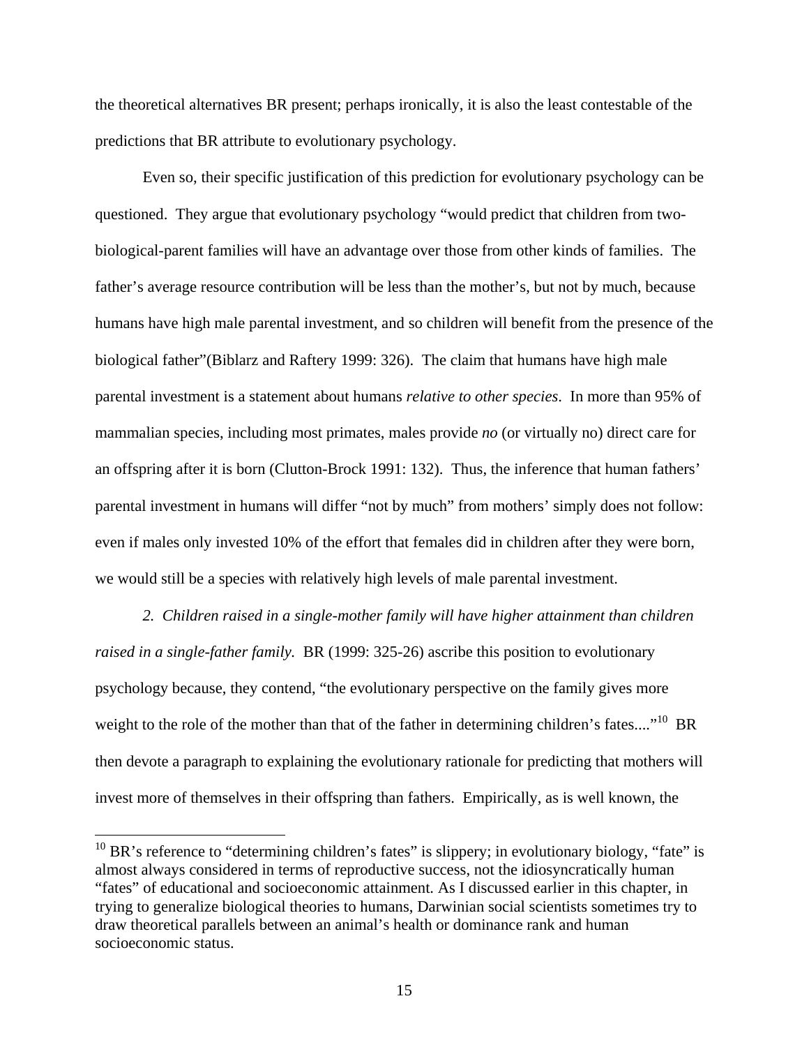the theoretical alternatives BR present; perhaps ironically, it is also the least contestable of the predictions that BR attribute to evolutionary psychology.

Even so, their specific justification of this prediction for evolutionary psychology can be questioned. They argue that evolutionary psychology "would predict that children from two-biological-parent families will have an advantage over those from other kinds of families. The father's average resource contribution will be less than the mother's, but not by much, because humans have high male parental investment, and so children will benefit from the presence of the biological father"(Biblarz and Raftery 1999: 326). The claim that humans have high male parental investment is a statement about humans *relative to other species*. In more than 95% of mammalian species, including most primates, males provide *no* (or virtually no) direct care for an offspring after it is born (Clutton-Brock 1991: 132). Thus, the inference that human fathers' parental investment in humans will differ "not by much" from mothers' simply does not follow: even if males only invested 10% of the effort that females did in children after they were born, we would still be a species with relatively high levels of male parental investment.

*2. Children raised in a single-mother family will have higher attainment than children raised in a single-father family.* BR (1999: 325-26) ascribe this position to evolutionary psychology because, they contend, "the evolutionary perspective on the family gives more weight to the role of the mother than that of the father in determining children's fates...."[10] BR then devote a paragraph to explaining the evolutionary rationale for predicting that mothers will invest more of themselves in their offspring than fathers. Empirically, as is well known, the

[10] BR's reference to "determining children's fates" is slippery; in evolutionary biology, "fate" is almost always considered in terms of reproductive success, not the idiosyncratically human "fates" of educational and socioeconomic attainment. As I discussed earlier in this chapter, in trying to generalize biological theories to humans, Darwinian social scientists sometimes try to draw theoretical parallels between an animal's health or dominance rank and human socioeconomic status.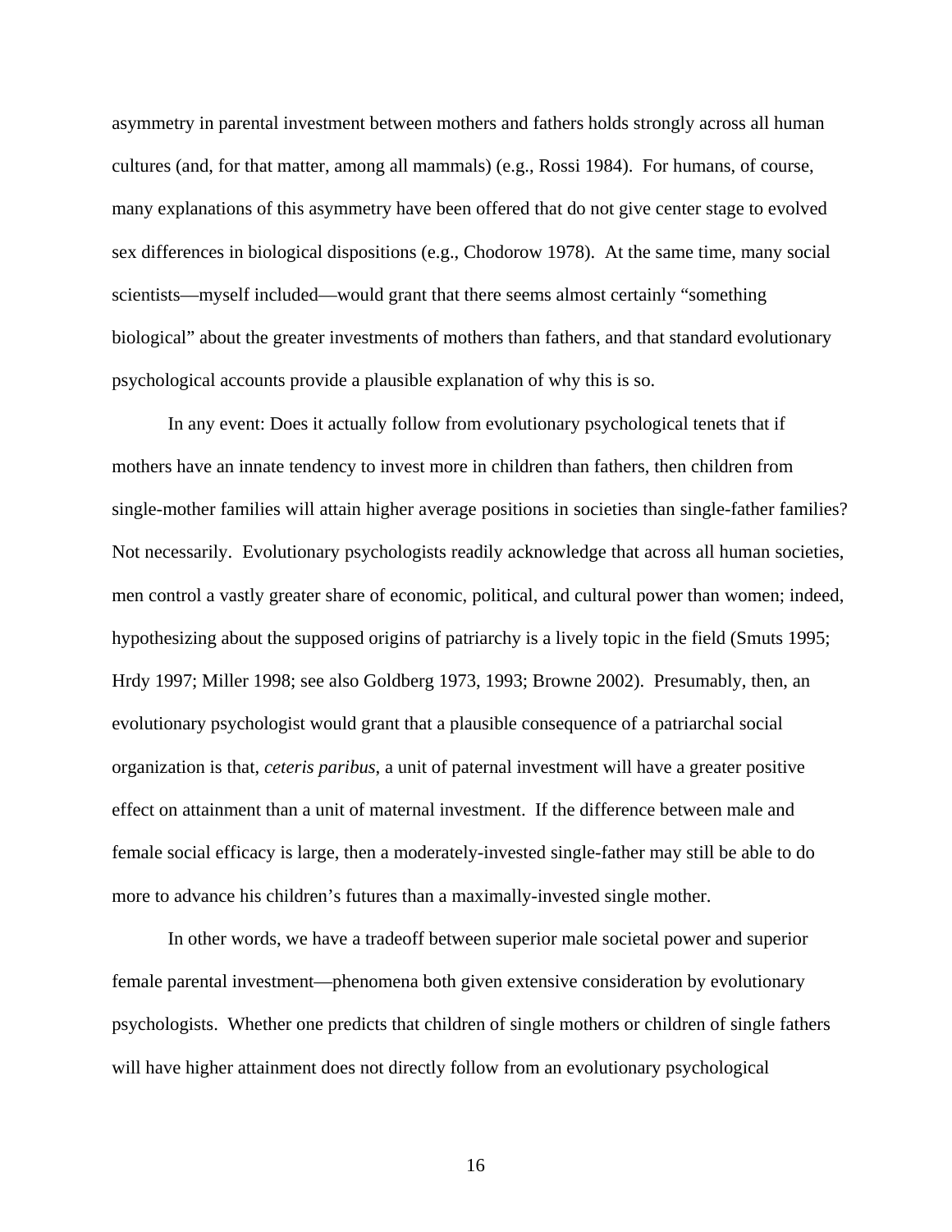asymmetry in parental investment between mothers and fathers holds strongly across all human cultures (and, for that matter, among all mammals) (e.g., Rossi 1984). For humans, of course, many explanations of this asymmetry have been offered that do not give center stage to evolved sex differences in biological dispositions (e.g., Chodorow 1978). At the same time, many social scientists—myself included—would grant that there seems almost certainly "something biological" about the greater investments of mothers than fathers, and that standard evolutionary psychological accounts provide a plausible explanation of why this is so.

In any event: Does it actually follow from evolutionary psychological tenets that if mothers have an innate tendency to invest more in children than fathers, then children from single-mother families will attain higher average positions in societies than single-father families? Not necessarily. Evolutionary psychologists readily acknowledge that across all human societies, men control a vastly greater share of economic, political, and cultural power than women; indeed, hypothesizing about the supposed origins of patriarchy is a lively topic in the field (Smuts 1995; Hrdy 1997; Miller 1998; see also Goldberg 1973, 1993; Browne 2002). Presumably, then, an evolutionary psychologist would grant that a plausible consequence of a patriarchal social organization is that, *ceteris paribus*, a unit of paternal investment will have a greater positive effect on attainment than a unit of maternal investment. If the difference between male and female social efficacy is large, then a moderately-invested single-father may still be able to do more to advance his children's futures than a maximally-invested single mother.

In other words, we have a tradeoff between superior male societal power and superior female parental investment—phenomena both given extensive consideration by evolutionary psychologists. Whether one predicts that children of single mothers or children of single fathers will have higher attainment does not directly follow from an evolutionary psychological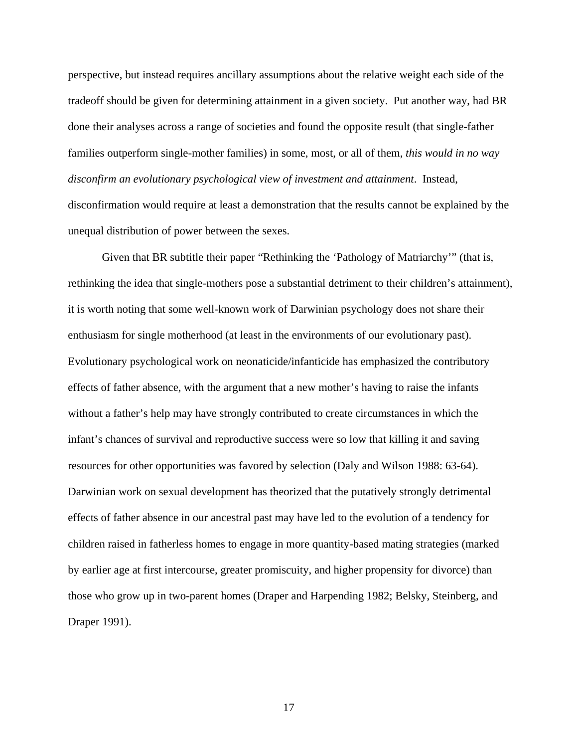perspective, but instead requires ancillary assumptions about the relative weight each side of the tradeoff should be given for determining attainment in a given society. Put another way, had BR done their analyses across a range of societies and found the opposite result (that single-father families outperform single-mother families) in some, most, or all of them, *this would in no way disconfirm an evolutionary psychological view of investment and attainment*. Instead, disconfirmation would require at least a demonstration that the results cannot be explained by the unequal distribution of power between the sexes.

Given that BR subtitle their paper "Rethinking the 'Pathology of Matriarchy'" (that is, rethinking the idea that single-mothers pose a substantial detriment to their children's attainment), it is worth noting that some well-known work of Darwinian psychology does not share their enthusiasm for single motherhood (at least in the environments of our evolutionary past). Evolutionary psychological work on neonaticide/infanticide has emphasized the contributory effects of father absence, with the argument that a new mother's having to raise the infants without a father's help may have strongly contributed to create circumstances in which the infant's chances of survival and reproductive success were so low that killing it and saving resources for other opportunities was favored by selection (Daly and Wilson 1988: 63-64). Darwinian work on sexual development has theorized that the putatively strongly detrimental effects of father absence in our ancestral past may have led to the evolution of a tendency for children raised in fatherless homes to engage in more quantity-based mating strategies (marked by earlier age at first intercourse, greater promiscuity, and higher propensity for divorce) than those who grow up in two-parent homes (Draper and Harpending 1982; Belsky, Steinberg, and Draper 1991).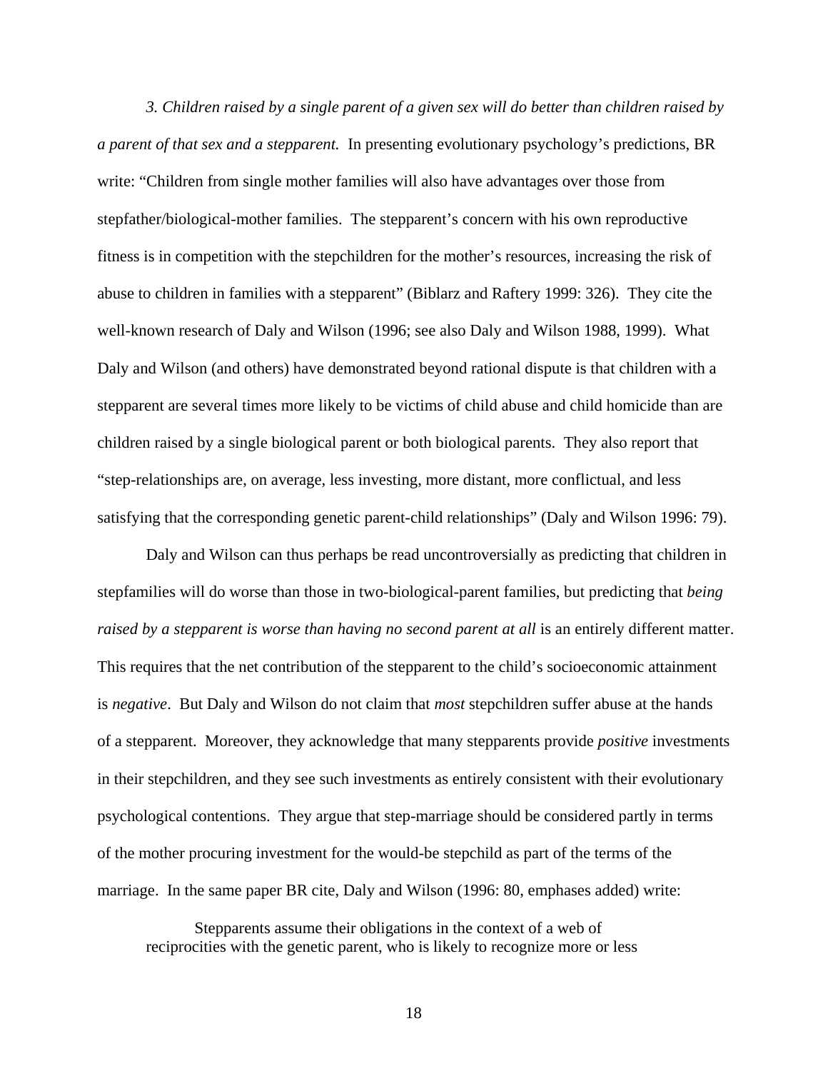*3. Children raised by a single parent of a given sex will do better than children raised by a parent of that sex and a stepparent.* In presenting evolutionary psychology's predictions, BR write: "Children from single mother families will also have advantages over those from stepfather/biological-mother families. The stepparent's concern with his own reproductive fitness is in competition with the stepchildren for the mother's resources, increasing the risk of abuse to children in families with a stepparent" (Biblarz and Raftery 1999: 326). They cite the well-known research of Daly and Wilson (1996; see also Daly and Wilson 1988, 1999). What Daly and Wilson (and others) have demonstrated beyond rational dispute is that children with a stepparent are several times more likely to be victims of child abuse and child homicide than are children raised by a single biological parent or both biological parents. They also report that "step-relationships are, on average, less investing, more distant, more conflictual, and less satisfying that the corresponding genetic parent-child relationships" (Daly and Wilson 1996: 79).

Daly and Wilson can thus perhaps be read uncontroversially as predicting that children in stepfamilies will do worse than those in two-biological-parent families, but predicting that *being raised by a stepparent is worse than having no second parent at all* is an entirely different matter. This requires that the net contribution of the stepparent to the child's socioeconomic attainment is *negative*. But Daly and Wilson do not claim that *most* stepchildren suffer abuse at the hands of a stepparent. Moreover, they acknowledge that many stepparents provide *positive* investments in their stepchildren, and they see such investments as entirely consistent with their evolutionary psychological contentions. They argue that step-marriage should be considered partly in terms of the mother procuring investment for the would-be stepchild as part of the terms of the marriage. In the same paper BR cite, Daly and Wilson (1996: 80, emphases added) write:

> Stepparents assume their obligations in the context of a web of reciprocities with the genetic parent, who is likely to recognize more or less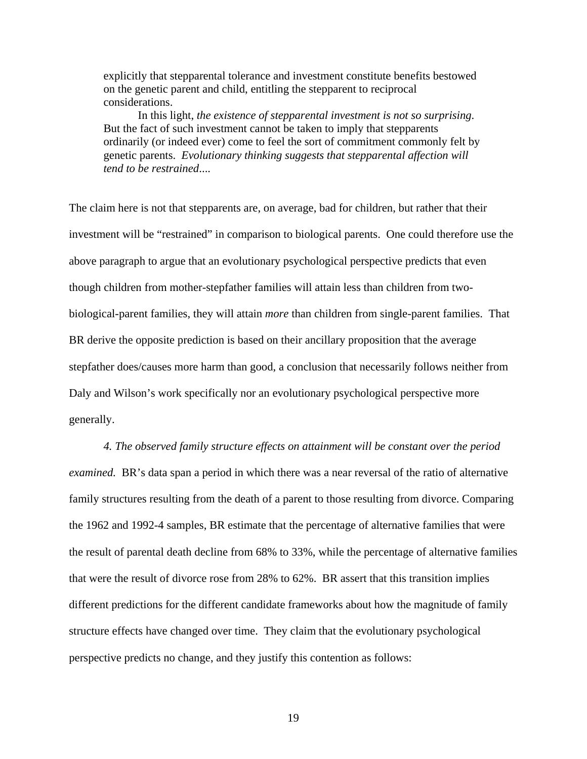> explicitly that stepparental tolerance and investment constitute benefits bestowed on the genetic parent and child, entitling the stepparent to reciprocal considerations.
>
> In this light, *the existence of stepparental investment is not so surprising*. But the fact of such investment cannot be taken to imply that stepparents ordinarily (or indeed ever) come to feel the sort of commitment commonly felt by genetic parents. *Evolutionary thinking suggests that stepparental affection will tend to be restrained*....

The claim here is not that stepparents are, on average, bad for children, but rather that their investment will be "restrained" in comparison to biological parents. One could therefore use the above paragraph to argue that an evolutionary psychological perspective predicts that even though children from mother-stepfather families will attain less than children from two-biological-parent families, they will attain *more* than children from single-parent families. That BR derive the opposite prediction is based on their ancillary proposition that the average stepfather does/causes more harm than good, a conclusion that necessarily follows neither from Daly and Wilson's work specifically nor an evolutionary psychological perspective more generally.

*4. The observed family structure effects on attainment will be constant over the period examined.* BR's data span a period in which there was a near reversal of the ratio of alternative family structures resulting from the death of a parent to those resulting from divorce. Comparing the 1962 and 1992-4 samples, BR estimate that the percentage of alternative families that were the result of parental death decline from 68% to 33%, while the percentage of alternative families that were the result of divorce rose from 28% to 62%. BR assert that this transition implies different predictions for the different candidate frameworks about how the magnitude of family structure effects have changed over time. They claim that the evolutionary psychological perspective predicts no change, and they justify this contention as follows: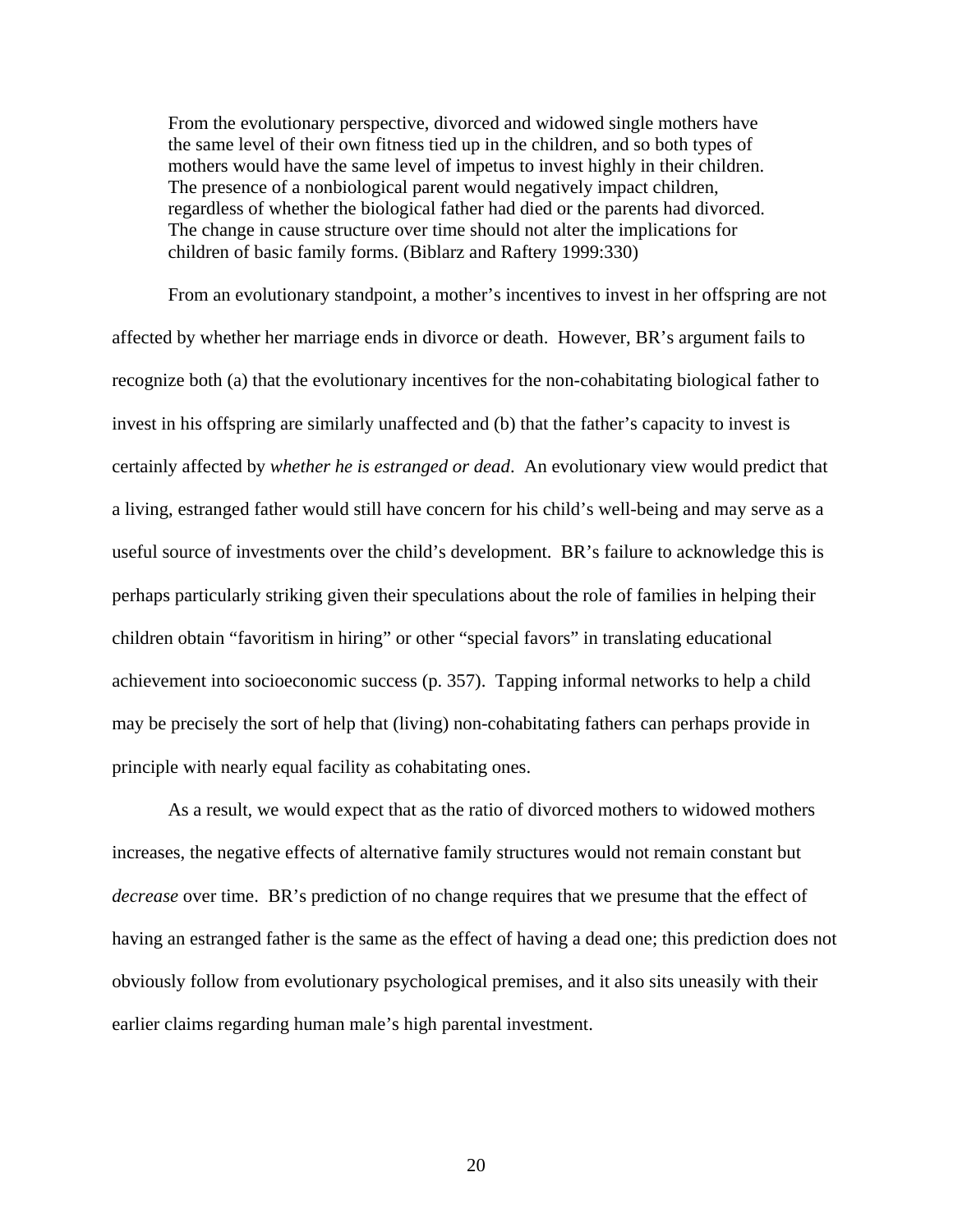> From the evolutionary perspective, divorced and widowed single mothers have the same level of their own fitness tied up in the children, and so both types of mothers would have the same level of impetus to invest highly in their children. The presence of a nonbiological parent would negatively impact children, regardless of whether the biological father had died or the parents had divorced. The change in cause structure over time should not alter the implications for children of basic family forms. (Biblarz and Raftery 1999:330)

From an evolutionary standpoint, a mother's incentives to invest in her offspring are not affected by whether her marriage ends in divorce or death. However, BR's argument fails to recognize both (a) that the evolutionary incentives for the non-cohabitating biological father to invest in his offspring are similarly unaffected and (b) that the father's capacity to invest is certainly affected by *whether he is estranged or dead*. An evolutionary view would predict that a living, estranged father would still have concern for his child's well-being and may serve as a useful source of investments over the child's development. BR's failure to acknowledge this is perhaps particularly striking given their speculations about the role of families in helping their children obtain "favoritism in hiring" or other "special favors" in translating educational achievement into socioeconomic success (p. 357). Tapping informal networks to help a child may be precisely the sort of help that (living) non-cohabitating fathers can perhaps provide in principle with nearly equal facility as cohabitating ones.

As a result, we would expect that as the ratio of divorced mothers to widowed mothers increases, the negative effects of alternative family structures would not remain constant but *decrease* over time. BR's prediction of no change requires that we presume that the effect of having an estranged father is the same as the effect of having a dead one; this prediction does not obviously follow from evolutionary psychological premises, and it also sits uneasily with their earlier claims regarding human male's high parental investment.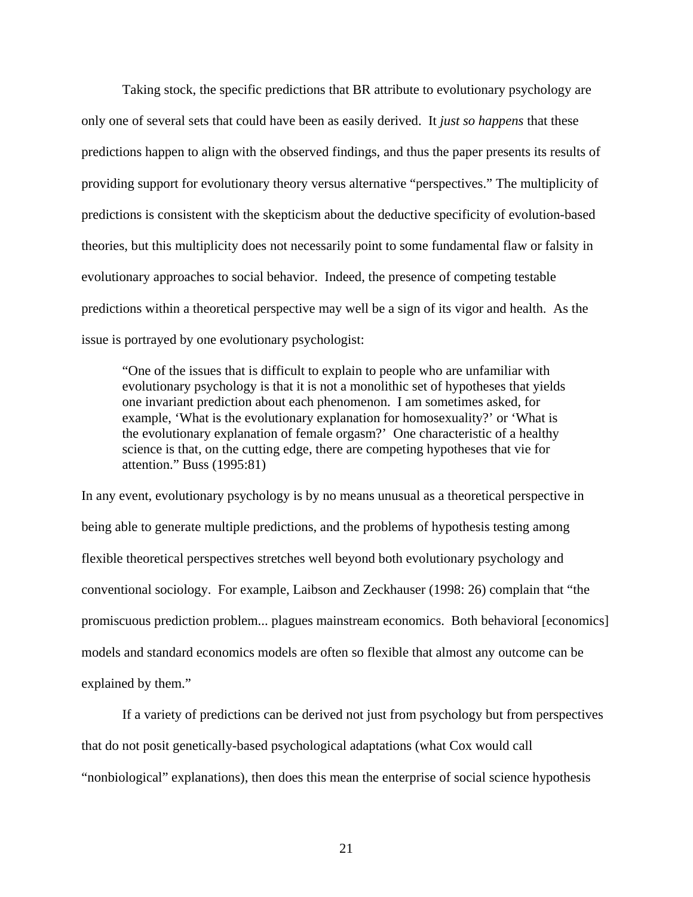Taking stock, the specific predictions that BR attribute to evolutionary psychology are only one of several sets that could have been as easily derived. It *just so happens* that these predictions happen to align with the observed findings, and thus the paper presents its results of providing support for evolutionary theory versus alternative "perspectives." The multiplicity of predictions is consistent with the skepticism about the deductive specificity of evolution-based theories, but this multiplicity does not necessarily point to some fundamental flaw or falsity in evolutionary approaches to social behavior. Indeed, the presence of competing testable predictions within a theoretical perspective may well be a sign of its vigor and health. As the issue is portrayed by one evolutionary psychologist:

> "One of the issues that is difficult to explain to people who are unfamiliar with evolutionary psychology is that it is not a monolithic set of hypotheses that yields one invariant prediction about each phenomenon. I am sometimes asked, for example, 'What is the evolutionary explanation for homosexuality?' or 'What is the evolutionary explanation of female orgasm?' One characteristic of a healthy science is that, on the cutting edge, there are competing hypotheses that vie for attention." Buss (1995:81)

In any event, evolutionary psychology is by no means unusual as a theoretical perspective in being able to generate multiple predictions, and the problems of hypothesis testing among flexible theoretical perspectives stretches well beyond both evolutionary psychology and conventional sociology. For example, Laibson and Zeckhauser (1998: 26) complain that "the promiscuous prediction problem... plagues mainstream economics. Both behavioral [economics] models and standard economics models are often so flexible that almost any outcome can be explained by them."

If a variety of predictions can be derived not just from psychology but from perspectives that do not posit genetically-based psychological adaptations (what Cox would call "nonbiological" explanations), then does this mean the enterprise of social science hypothesis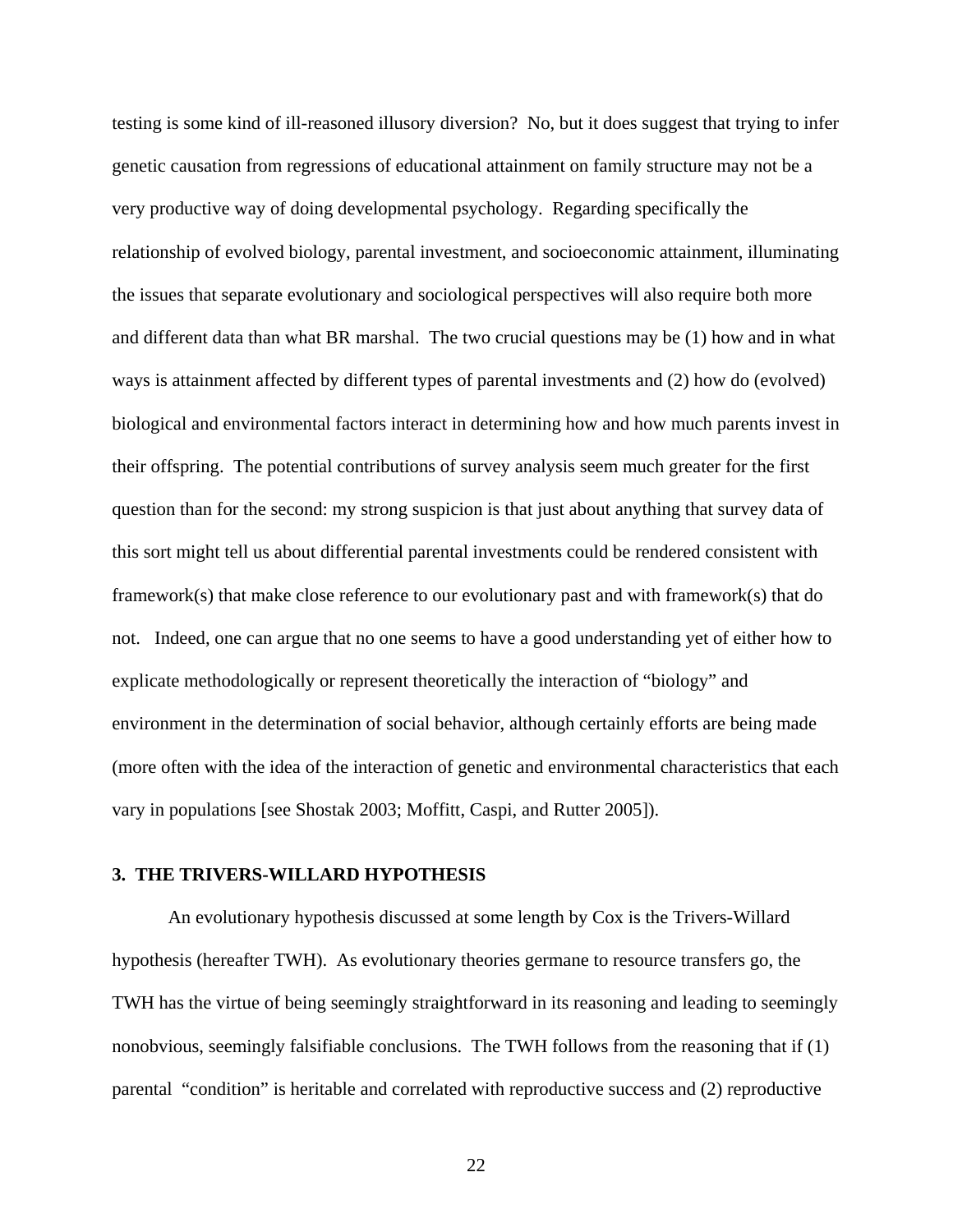testing is some kind of ill-reasoned illusory diversion? No, but it does suggest that trying to infer genetic causation from regressions of educational attainment on family structure may not be a very productive way of doing developmental psychology. Regarding specifically the relationship of evolved biology, parental investment, and socioeconomic attainment, illuminating the issues that separate evolutionary and sociological perspectives will also require both more and different data than what BR marshal. The two crucial questions may be (1) how and in what ways is attainment affected by different types of parental investments and (2) how do (evolved) biological and environmental factors interact in determining how and how much parents invest in their offspring. The potential contributions of survey analysis seem much greater for the first question than for the second: my strong suspicion is that just about anything that survey data of this sort might tell us about differential parental investments could be rendered consistent with framework(s) that make close reference to our evolutionary past and with framework(s) that do not. Indeed, one can argue that no one seems to have a good understanding yet of either how to explicate methodologically or represent theoretically the interaction of "biology" and environment in the determination of social behavior, although certainly efforts are being made (more often with the idea of the interaction of genetic and environmental characteristics that each vary in populations [see Shostak 2003; Moffitt, Caspi, and Rutter 2005]).

## 3. THE TRIVERS-WILLARD HYPOTHESIS

An evolutionary hypothesis discussed at some length by Cox is the Trivers-Willard hypothesis (hereafter TWH). As evolutionary theories germane to resource transfers go, the TWH has the virtue of being seemingly straightforward in its reasoning and leading to seemingly nonobvious, seemingly falsifiable conclusions. The TWH follows from the reasoning that if (1) parental "condition" is heritable and correlated with reproductive success and (2) reproductive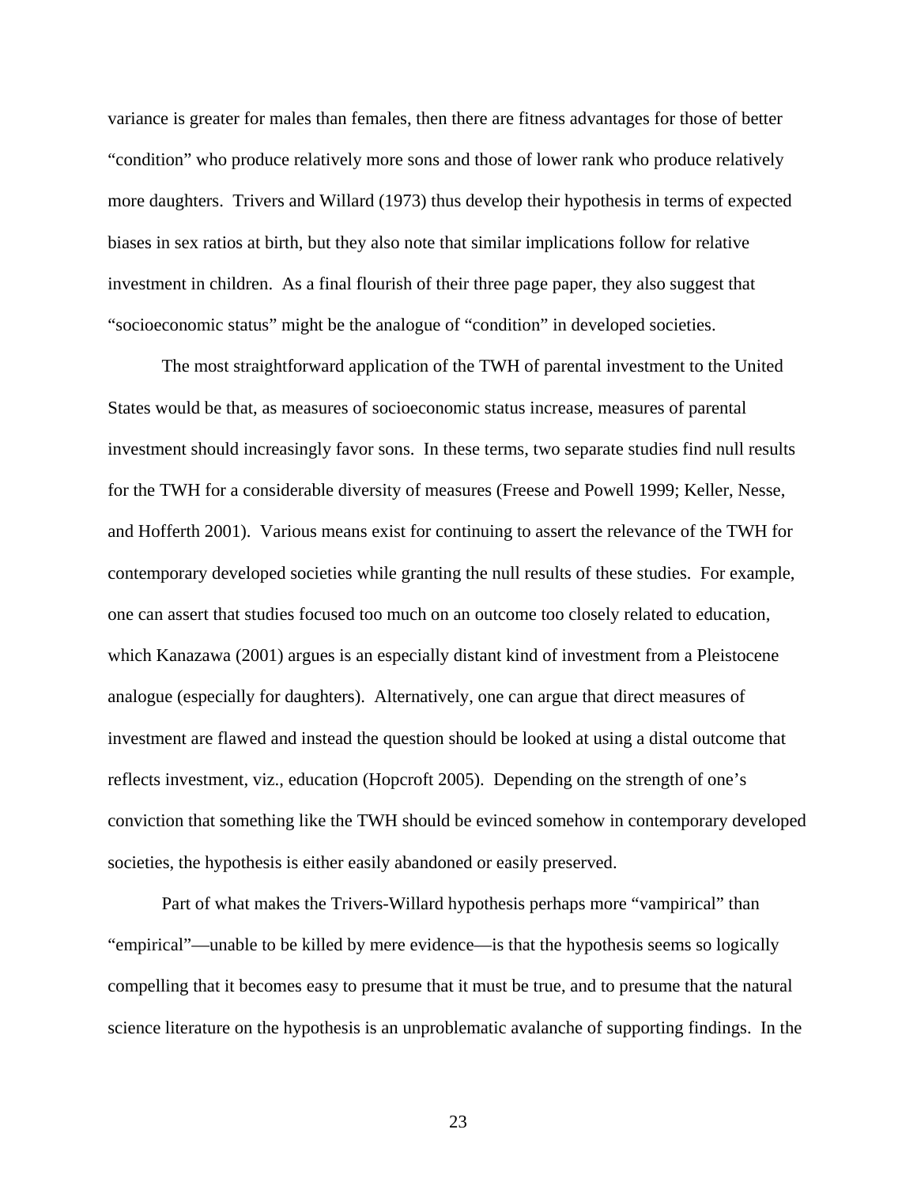variance is greater for males than females, then there are fitness advantages for those of better "condition" who produce relatively more sons and those of lower rank who produce relatively more daughters. Trivers and Willard (1973) thus develop their hypothesis in terms of expected biases in sex ratios at birth, but they also note that similar implications follow for relative investment in children. As a final flourish of their three page paper, they also suggest that "socioeconomic status" might be the analogue of "condition" in developed societies.

The most straightforward application of the TWH of parental investment to the United States would be that, as measures of socioeconomic status increase, measures of parental investment should increasingly favor sons. In these terms, two separate studies find null results for the TWH for a considerable diversity of measures (Freese and Powell 1999; Keller, Nesse, and Hofferth 2001). Various means exist for continuing to assert the relevance of the TWH for contemporary developed societies while granting the null results of these studies. For example, one can assert that studies focused too much on an outcome too closely related to education, which Kanazawa (2001) argues is an especially distant kind of investment from a Pleistocene analogue (especially for daughters). Alternatively, one can argue that direct measures of investment are flawed and instead the question should be looked at using a distal outcome that reflects investment, viz., education (Hopcroft 2005). Depending on the strength of one's conviction that something like the TWH should be evinced somehow in contemporary developed societies, the hypothesis is either easily abandoned or easily preserved.

Part of what makes the Trivers-Willard hypothesis perhaps more "vampirical" than "empirical"—unable to be killed by mere evidence—is that the hypothesis seems so logically compelling that it becomes easy to presume that it must be true, and to presume that the natural science literature on the hypothesis is an unproblematic avalanche of supporting findings. In the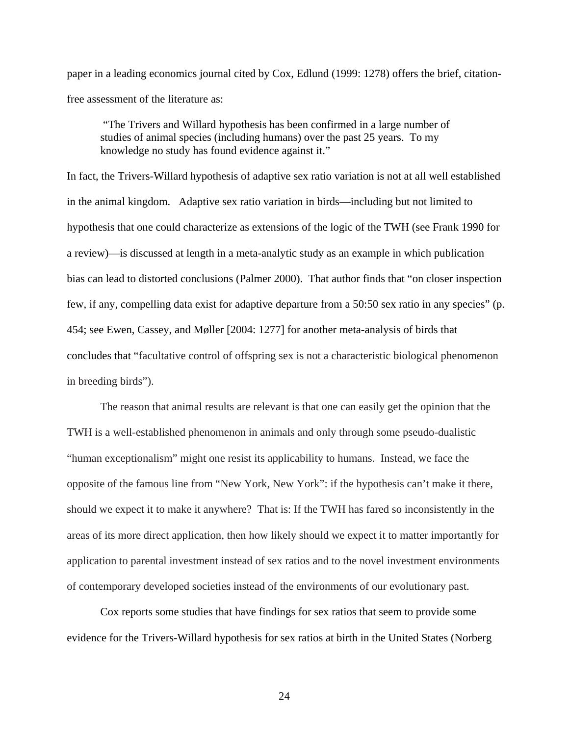paper in a leading economics journal cited by Cox, Edlund (1999: 1278) offers the brief, citation-free assessment of the literature as:

> "The Trivers and Willard hypothesis has been confirmed in a large number of studies of animal species (including humans) over the past 25 years. To my knowledge no study has found evidence against it."

In fact, the Trivers-Willard hypothesis of adaptive sex ratio variation is not at all well established in the animal kingdom. Adaptive sex ratio variation in birds—including but not limited to hypothesis that one could characterize as extensions of the logic of the TWH (see Frank 1990 for a review)—is discussed at length in a meta-analytic study as an example in which publication bias can lead to distorted conclusions (Palmer 2000). That author finds that "on closer inspection few, if any, compelling data exist for adaptive departure from a 50:50 sex ratio in any species" (p. 454; see Ewen, Cassey, and Møller [2004: 1277] for another meta-analysis of birds that concludes that "facultative control of offspring sex is not a characteristic biological phenomenon in breeding birds").

The reason that animal results are relevant is that one can easily get the opinion that the TWH is a well-established phenomenon in animals and only through some pseudo-dualistic "human exceptionalism" might one resist its applicability to humans. Instead, we face the opposite of the famous line from "New York, New York": if the hypothesis can't make it there, should we expect it to make it anywhere? That is: If the TWH has fared so inconsistently in the areas of its more direct application, then how likely should we expect it to matter importantly for application to parental investment instead of sex ratios and to the novel investment environments of contemporary developed societies instead of the environments of our evolutionary past.

Cox reports some studies that have findings for sex ratios that seem to provide some evidence for the Trivers-Willard hypothesis for sex ratios at birth in the United States (Norberg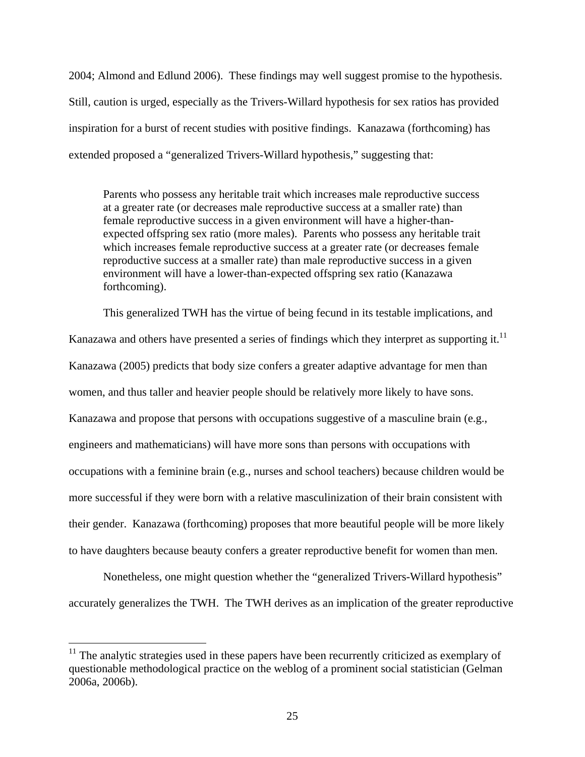2004; Almond and Edlund 2006). These findings may well suggest promise to the hypothesis. Still, caution is urged, especially as the Trivers-Willard hypothesis for sex ratios has provided inspiration for a burst of recent studies with positive findings. Kanazawa (forthcoming) has extended proposed a "generalized Trivers-Willard hypothesis," suggesting that:

> Parents who possess any heritable trait which increases male reproductive success at a greater rate (or decreases male reproductive success at a smaller rate) than female reproductive success in a given environment will have a higher-than-expected offspring sex ratio (more males). Parents who possess any heritable trait which increases female reproductive success at a greater rate (or decreases female reproductive success at a smaller rate) than male reproductive success in a given environment will have a lower-than-expected offspring sex ratio (Kanazawa forthcoming).

This generalized TWH has the virtue of being fecund in its testable implications, and Kanazawa and others have presented a series of findings which they interpret as supporting it.[11] Kanazawa (2005) predicts that body size confers a greater adaptive advantage for men than women, and thus taller and heavier people should be relatively more likely to have sons. Kanazawa and propose that persons with occupations suggestive of a masculine brain (e.g., engineers and mathematicians) will have more sons than persons with occupations with occupations with a feminine brain (e.g., nurses and school teachers) because children would be more successful if they were born with a relative masculinization of their brain consistent with their gender. Kanazawa (forthcoming) proposes that more beautiful people will be more likely to have daughters because beauty confers a greater reproductive benefit for women than men.

Nonetheless, one might question whether the "generalized Trivers-Willard hypothesis" accurately generalizes the TWH. The TWH derives as an implication of the greater reproductive

[11] The analytic strategies used in these papers have been recurrently criticized as exemplary of questionable methodological practice on the weblog of a prominent social statistician (Gelman 2006a, 2006b).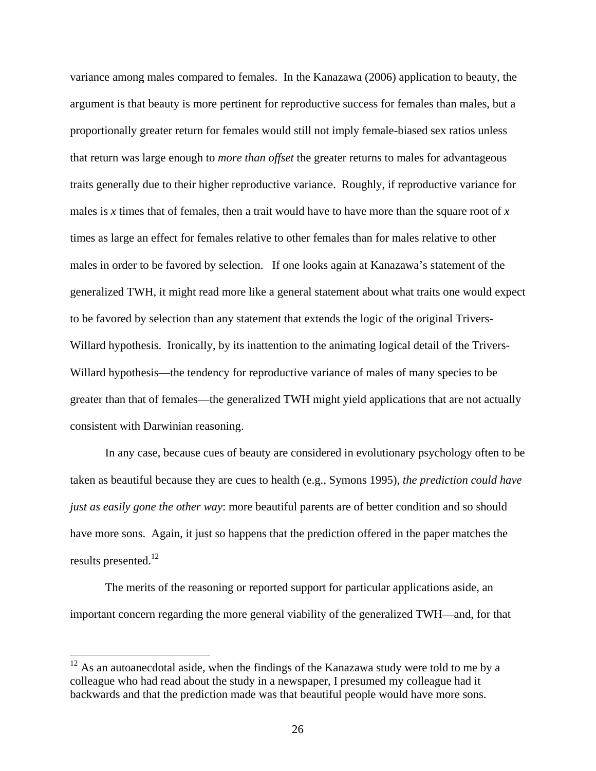variance among males compared to females. In the Kanazawa (2006) application to beauty, the argument is that beauty is more pertinent for reproductive success for females than males, but a proportionally greater return for females would still not imply female-biased sex ratios unless that return was large enough to *more than offset* the greater returns to males for advantageous traits generally due to their higher reproductive variance. Roughly, if reproductive variance for males is $x$ times that of females, then a trait would have to have more than the square root of $x$ times as large an effect for females relative to other females than for males relative to other males in order to be favored by selection. If one looks again at Kanazawa's statement of the generalized TWH, it might read more like a general statement about what traits one would expect to be favored by selection than any statement that extends the logic of the original Trivers-Willard hypothesis. Ironically, by its inattention to the animating logical detail of the Trivers-Willard hypothesis—the tendency for reproductive variance of males of many species to be greater than that of females—the generalized TWH might yield applications that are not actually consistent with Darwinian reasoning.

In any case, because cues of beauty are considered in evolutionary psychology often to be taken as beautiful because they are cues to health (e.g., Symons 1995), *the prediction could have just as easily gone the other way*: more beautiful parents are of better condition and so should have more sons. Again, it just so happens that the prediction offered in the paper matches the results presented.[12]

The merits of the reasoning or reported support for particular applications aside, an important concern regarding the more general viability of the generalized TWH—and, for that

[12] As an autoanecdotal aside, when the findings of the Kanazawa study were told to me by a colleague who had read about the study in a newspaper, I presumed my colleague had it backwards and that the prediction made was that beautiful people would have more sons.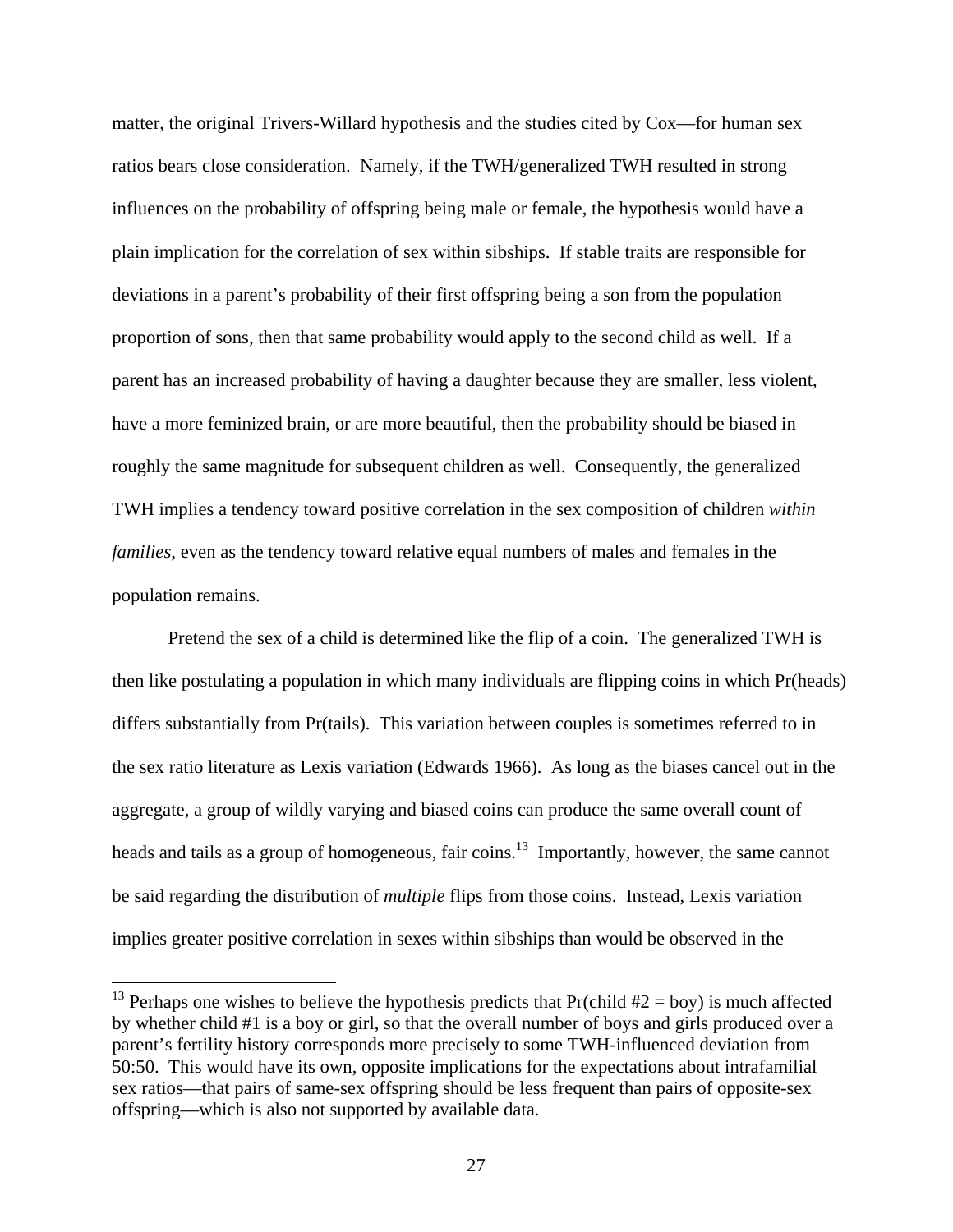matter, the original Trivers-Willard hypothesis and the studies cited by Cox—for human sex ratios bears close consideration. Namely, if the TWH/generalized TWH resulted in strong influences on the probability of offspring being male or female, the hypothesis would have a plain implication for the correlation of sex within sibships. If stable traits are responsible for deviations in a parent's probability of their first offspring being a son from the population proportion of sons, then that same probability would apply to the second child as well. If a parent has an increased probability of having a daughter because they are smaller, less violent, have a more feminized brain, or are more beautiful, then the probability should be biased in roughly the same magnitude for subsequent children as well. Consequently, the generalized TWH implies a tendency toward positive correlation in the sex composition of children *within families*, even as the tendency toward relative equal numbers of males and females in the population remains.

Pretend the sex of a child is determined like the flip of a coin. The generalized TWH is then like postulating a population in which many individuals are flipping coins in which Pr(heads) differs substantially from Pr(tails). This variation between couples is sometimes referred to in the sex ratio literature as Lexis variation (Edwards 1966). As long as the biases cancel out in the aggregate, a group of wildly varying and biased coins can produce the same overall count of heads and tails as a group of homogeneous, fair coins.[13] Importantly, however, the same cannot be said regarding the distribution of *multiple* flips from those coins. Instead, Lexis variation implies greater positive correlation in sexes within sibships than would be observed in the

[13] Perhaps one wishes to believe the hypothesis predicts that Pr(child #2 = boy) is much affected by whether child #1 is a boy or girl, so that the overall number of boys and girls produced over a parent's fertility history corresponds more precisely to some TWH-influenced deviation from 50:50. This would have its own, opposite implications for the expectations about intrafamilial sex ratios—that pairs of same-sex offspring should be less frequent than pairs of opposite-sex offspring—which is also not supported by available data.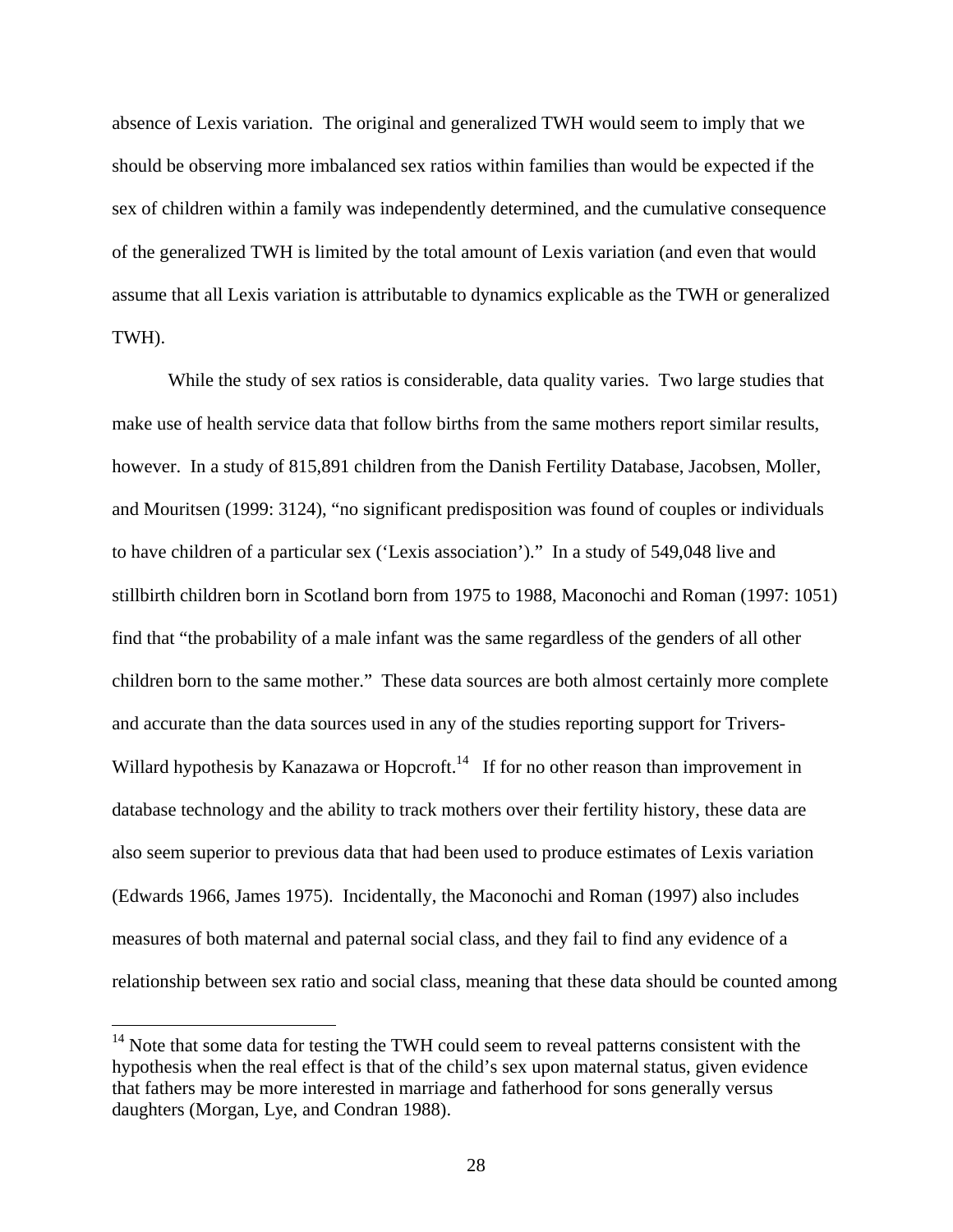absence of Lexis variation. The original and generalized TWH would seem to imply that we should be observing more imbalanced sex ratios within families than would be expected if the sex of children within a family was independently determined, and the cumulative consequence of the generalized TWH is limited by the total amount of Lexis variation (and even that would assume that all Lexis variation is attributable to dynamics explicable as the TWH or generalized TWH).

While the study of sex ratios is considerable, data quality varies. Two large studies that make use of health service data that follow births from the same mothers report similar results, however. In a study of 815,891 children from the Danish Fertility Database, Jacobsen, Moller, and Mouritsen (1999: 3124), "no significant predisposition was found of couples or individuals to have children of a particular sex ('Lexis association')." In a study of 549,048 live and stillbirth children born in Scotland born from 1975 to 1988, Maconochi and Roman (1997: 1051) find that "the probability of a male infant was the same regardless of the genders of all other children born to the same mother." These data sources are both almost certainly more complete and accurate than the data sources used in any of the studies reporting support for Trivers-Willard hypothesis by Kanazawa or Hopcroft.[14] If for no other reason than improvement in database technology and the ability to track mothers over their fertility history, these data are also seem superior to previous data that had been used to produce estimates of Lexis variation (Edwards 1966, James 1975). Incidentally, the Maconochi and Roman (1997) also includes measures of both maternal and paternal social class, and they fail to find any evidence of a relationship between sex ratio and social class, meaning that these data should be counted among

[14] Note that some data for testing the TWH could seem to reveal patterns consistent with the hypothesis when the real effect is that of the child's sex upon maternal status, given evidence that fathers may be more interested in marriage and fatherhood for sons generally versus daughters (Morgan, Lye, and Condran 1988).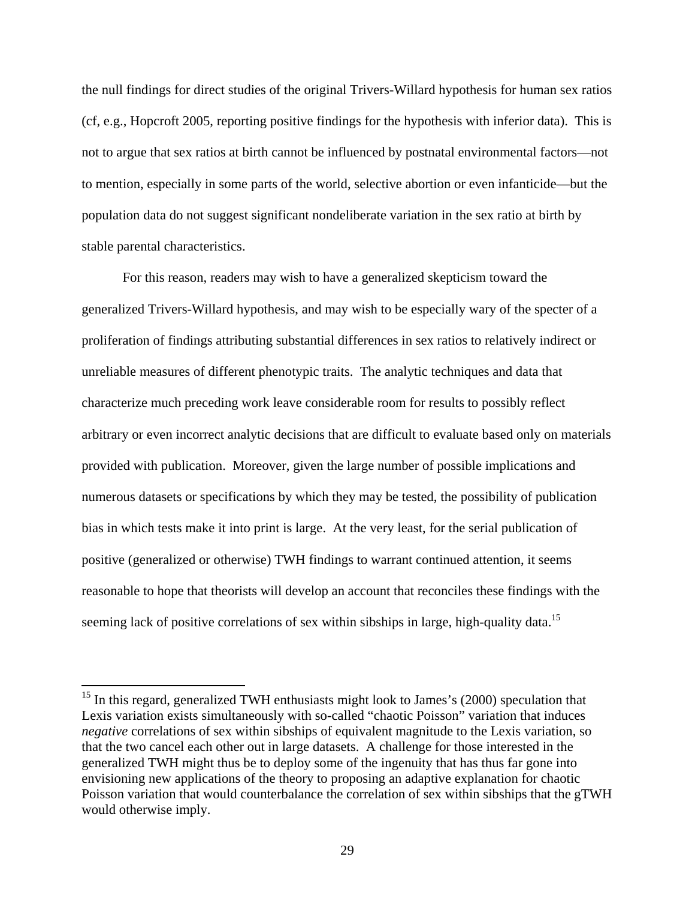the null findings for direct studies of the original Trivers-Willard hypothesis for human sex ratios (cf, e.g., Hopcroft 2005, reporting positive findings for the hypothesis with inferior data). This is not to argue that sex ratios at birth cannot be influenced by postnatal environmental factors—not to mention, especially in some parts of the world, selective abortion or even infanticide—but the population data do not suggest significant nondeliberate variation in the sex ratio at birth by stable parental characteristics.

For this reason, readers may wish to have a generalized skepticism toward the generalized Trivers-Willard hypothesis, and may wish to be especially wary of the specter of a proliferation of findings attributing substantial differences in sex ratios to relatively indirect or unreliable measures of different phenotypic traits. The analytic techniques and data that characterize much preceding work leave considerable room for results to possibly reflect arbitrary or even incorrect analytic decisions that are difficult to evaluate based only on materials provided with publication. Moreover, given the large number of possible implications and numerous datasets or specifications by which they may be tested, the possibility of publication bias in which tests make it into print is large. At the very least, for the serial publication of positive (generalized or otherwise) TWH findings to warrant continued attention, it seems reasonable to hope that theorists will develop an account that reconciles these findings with the seeming lack of positive correlations of sex within sibships in large, high-quality data.[15]

---

[15] In this regard, generalized TWH enthusiasts might look to James's (2000) speculation that Lexis variation exists simultaneously with so-called "chaotic Poisson" variation that induces *negative* correlations of sex within sibships of equivalent magnitude to the Lexis variation, so that the two cancel each other out in large datasets. A challenge for those interested in the generalized TWH might thus be to deploy some of the ingenuity that has thus far gone into envisioning new applications of the theory to proposing an adaptive explanation for chaotic Poisson variation that would counterbalance the correlation of sex within sibships that the gTWH would otherwise imply.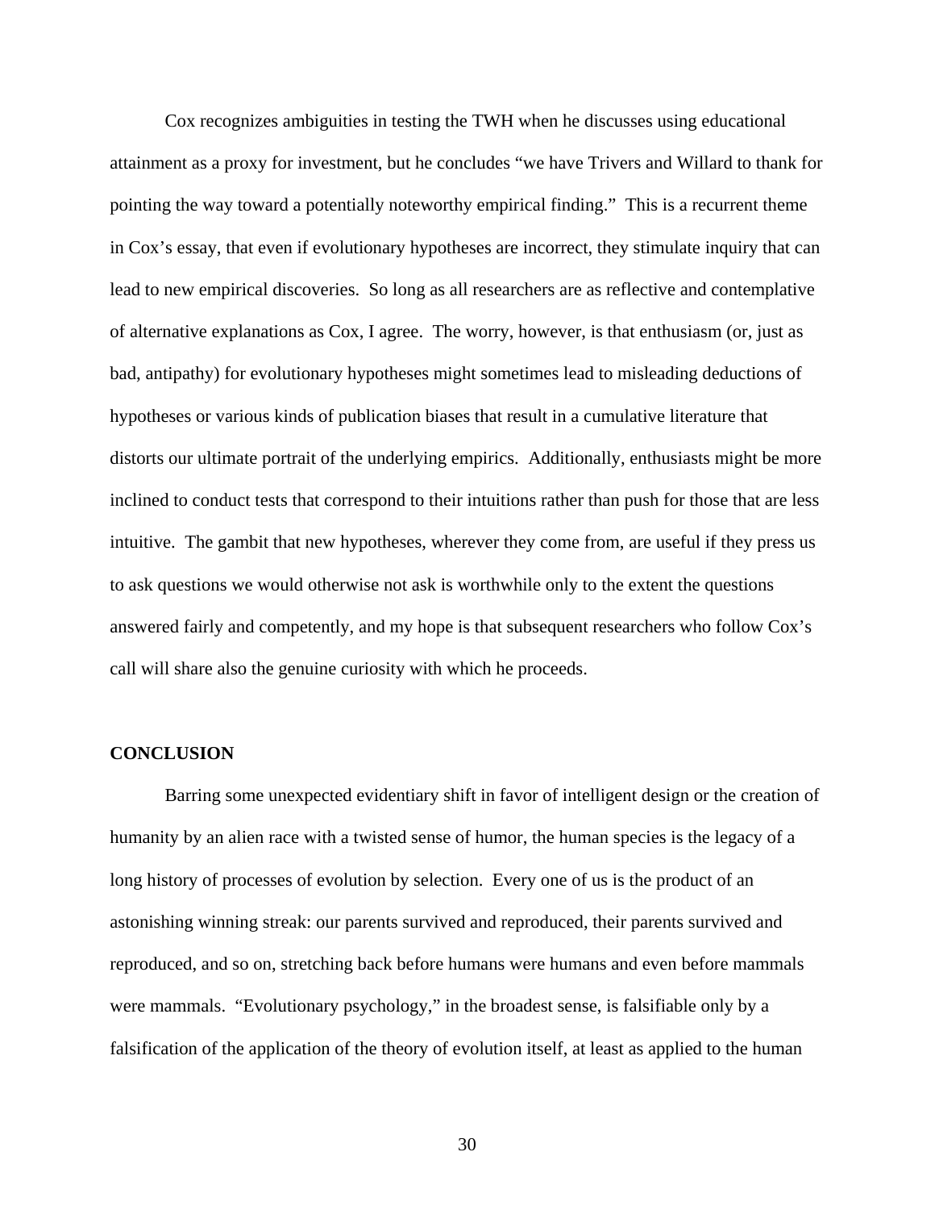Cox recognizes ambiguities in testing the TWH when he discusses using educational attainment as a proxy for investment, but he concludes "we have Trivers and Willard to thank for pointing the way toward a potentially noteworthy empirical finding." This is a recurrent theme in Cox's essay, that even if evolutionary hypotheses are incorrect, they stimulate inquiry that can lead to new empirical discoveries. So long as all researchers are as reflective and contemplative of alternative explanations as Cox, I agree. The worry, however, is that enthusiasm (or, just as bad, antipathy) for evolutionary hypotheses might sometimes lead to misleading deductions of hypotheses or various kinds of publication biases that result in a cumulative literature that distorts our ultimate portrait of the underlying empirics. Additionally, enthusiasts might be more inclined to conduct tests that correspond to their intuitions rather than push for those that are less intuitive. The gambit that new hypotheses, wherever they come from, are useful if they press us to ask questions we would otherwise not ask is worthwhile only to the extent the questions answered fairly and competently, and my hope is that subsequent researchers who follow Cox's call will share also the genuine curiosity with which he proceeds.

## CONCLUSION

Barring some unexpected evidentiary shift in favor of intelligent design or the creation of humanity by an alien race with a twisted sense of humor, the human species is the legacy of a long history of processes of evolution by selection. Every one of us is the product of an astonishing winning streak: our parents survived and reproduced, their parents survived and reproduced, and so on, stretching back before humans were humans and even before mammals were mammals. "Evolutionary psychology," in the broadest sense, is falsifiable only by a falsification of the application of the theory of evolution itself, at least as applied to the human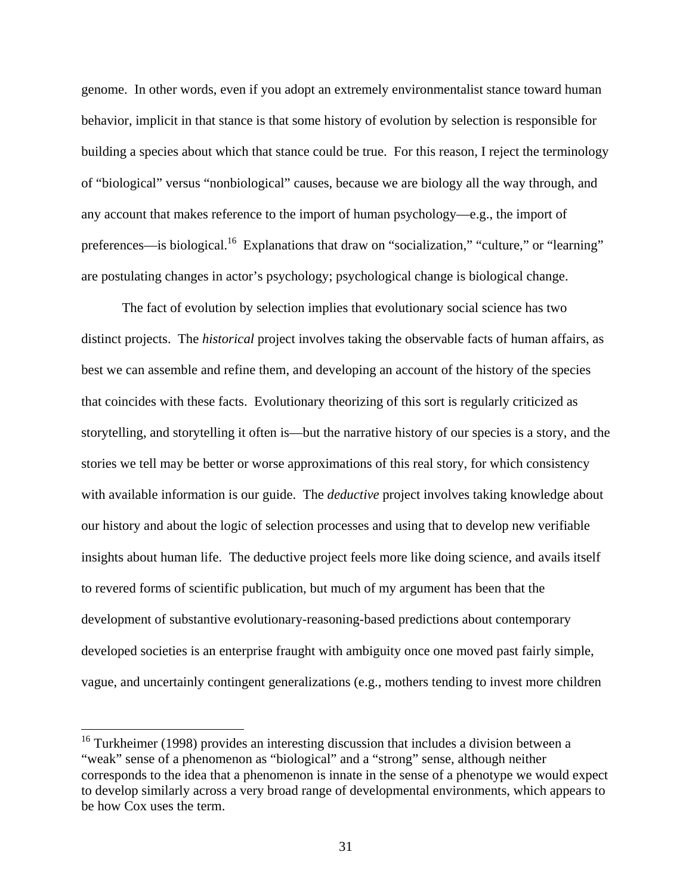genome. In other words, even if you adopt an extremely environmentalist stance toward human behavior, implicit in that stance is that some history of evolution by selection is responsible for building a species about which that stance could be true. For this reason, I reject the terminology of "biological" versus "nonbiological" causes, because we are biology all the way through, and any account that makes reference to the import of human psychology—e.g., the import of preferences—is biological.[16] Explanations that draw on "socialization," "culture," or "learning" are postulating changes in actor's psychology; psychological change is biological change.

The fact of evolution by selection implies that evolutionary social science has two distinct projects. The *historical* project involves taking the observable facts of human affairs, as best we can assemble and refine them, and developing an account of the history of the species that coincides with these facts. Evolutionary theorizing of this sort is regularly criticized as storytelling, and storytelling it often is—but the narrative history of our species is a story, and the stories we tell may be better or worse approximations of this real story, for which consistency with available information is our guide. The *deductive* project involves taking knowledge about our history and about the logic of selection processes and using that to develop new verifiable insights about human life. The deductive project feels more like doing science, and avails itself to revered forms of scientific publication, but much of my argument has been that the development of substantive evolutionary-reasoning-based predictions about contemporary developed societies is an enterprise fraught with ambiguity once one moved past fairly simple, vague, and uncertainly contingent generalizations (e.g., mothers tending to invest more children

[16] Turkheimer (1998) provides an interesting discussion that includes a division between a "weak" sense of a phenomenon as "biological" and a "strong" sense, although neither corresponds to the idea that a phenomenon is innate in the sense of a phenotype we would expect to develop similarly across a very broad range of developmental environments, which appears to be how Cox uses the term.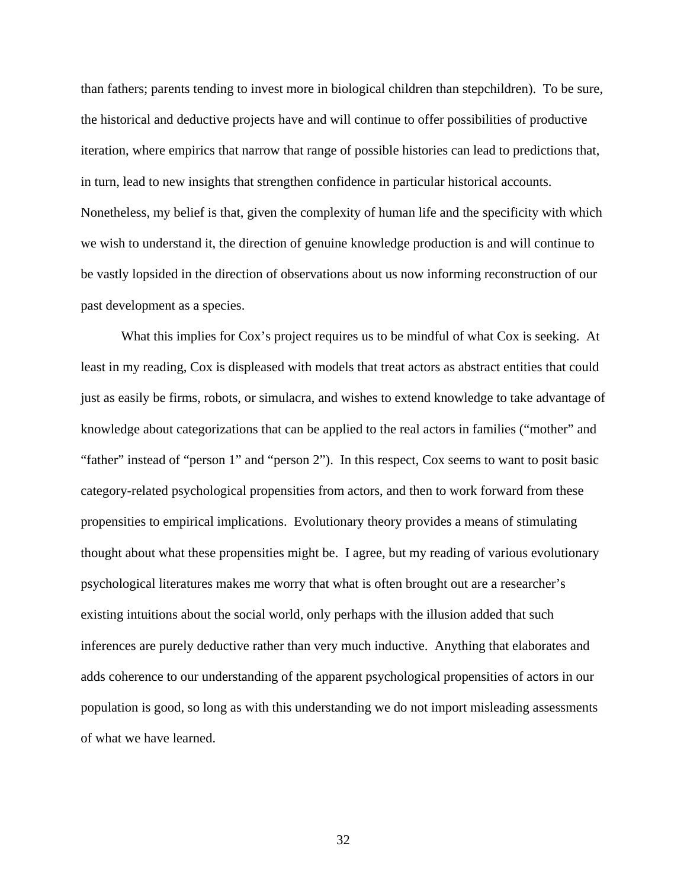than fathers; parents tending to invest more in biological children than stepchildren). To be sure, the historical and deductive projects have and will continue to offer possibilities of productive iteration, where empirics that narrow that range of possible histories can lead to predictions that, in turn, lead to new insights that strengthen confidence in particular historical accounts. Nonetheless, my belief is that, given the complexity of human life and the specificity with which we wish to understand it, the direction of genuine knowledge production is and will continue to be vastly lopsided in the direction of observations about us now informing reconstruction of our past development as a species.

What this implies for Cox's project requires us to be mindful of what Cox is seeking. At least in my reading, Cox is displeased with models that treat actors as abstract entities that could just as easily be firms, robots, or simulacra, and wishes to extend knowledge to take advantage of knowledge about categorizations that can be applied to the real actors in families ("mother" and "father" instead of "person 1" and "person 2"). In this respect, Cox seems to want to posit basic category-related psychological propensities from actors, and then to work forward from these propensities to empirical implications. Evolutionary theory provides a means of stimulating thought about what these propensities might be. I agree, but my reading of various evolutionary psychological literatures makes me worry that what is often brought out are a researcher's existing intuitions about the social world, only perhaps with the illusion added that such inferences are purely deductive rather than very much inductive. Anything that elaborates and adds coherence to our understanding of the apparent psychological propensities of actors in our population is good, so long as with this understanding we do not import misleading assessments of what we have learned.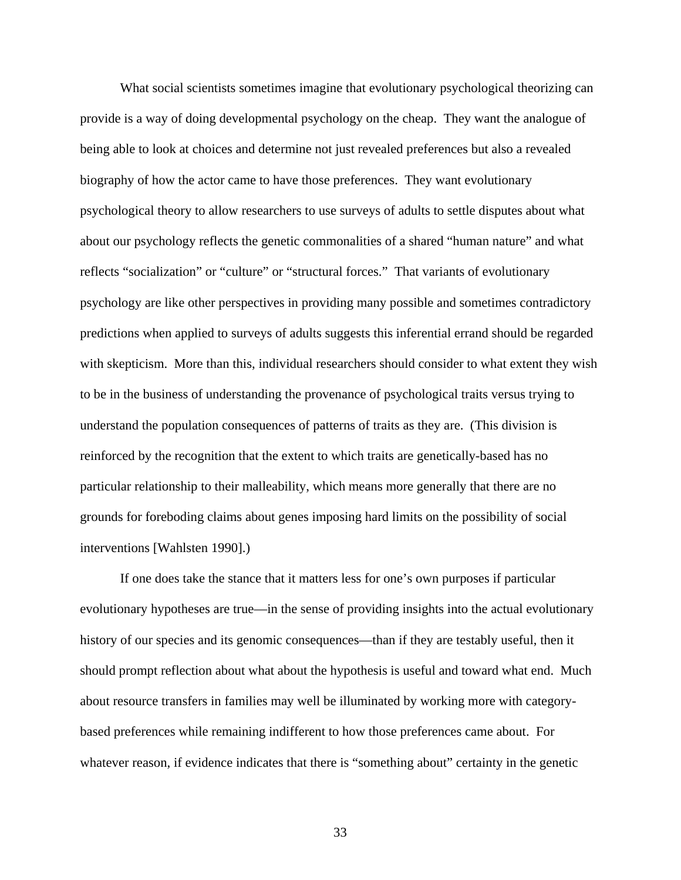What social scientists sometimes imagine that evolutionary psychological theorizing can provide is a way of doing developmental psychology on the cheap. They want the analogue of being able to look at choices and determine not just revealed preferences but also a revealed biography of how the actor came to have those preferences. They want evolutionary psychological theory to allow researchers to use surveys of adults to settle disputes about what about our psychology reflects the genetic commonalities of a shared "human nature" and what reflects "socialization" or "culture" or "structural forces." That variants of evolutionary psychology are like other perspectives in providing many possible and sometimes contradictory predictions when applied to surveys of adults suggests this inferential errand should be regarded with skepticism. More than this, individual researchers should consider to what extent they wish to be in the business of understanding the provenance of psychological traits versus trying to understand the population consequences of patterns of traits as they are. (This division is reinforced by the recognition that the extent to which traits are genetically-based has no particular relationship to their malleability, which means more generally that there are no grounds for foreboding claims about genes imposing hard limits on the possibility of social interventions [Wahlsten 1990].)

If one does take the stance that it matters less for one's own purposes if particular evolutionary hypotheses are true—in the sense of providing insights into the actual evolutionary history of our species and its genomic consequences—than if they are testably useful, then it should prompt reflection about what about the hypothesis is useful and toward what end. Much about resource transfers in families may well be illuminated by working more with category-based preferences while remaining indifferent to how those preferences came about. For whatever reason, if evidence indicates that there is "something about" certainty in the genetic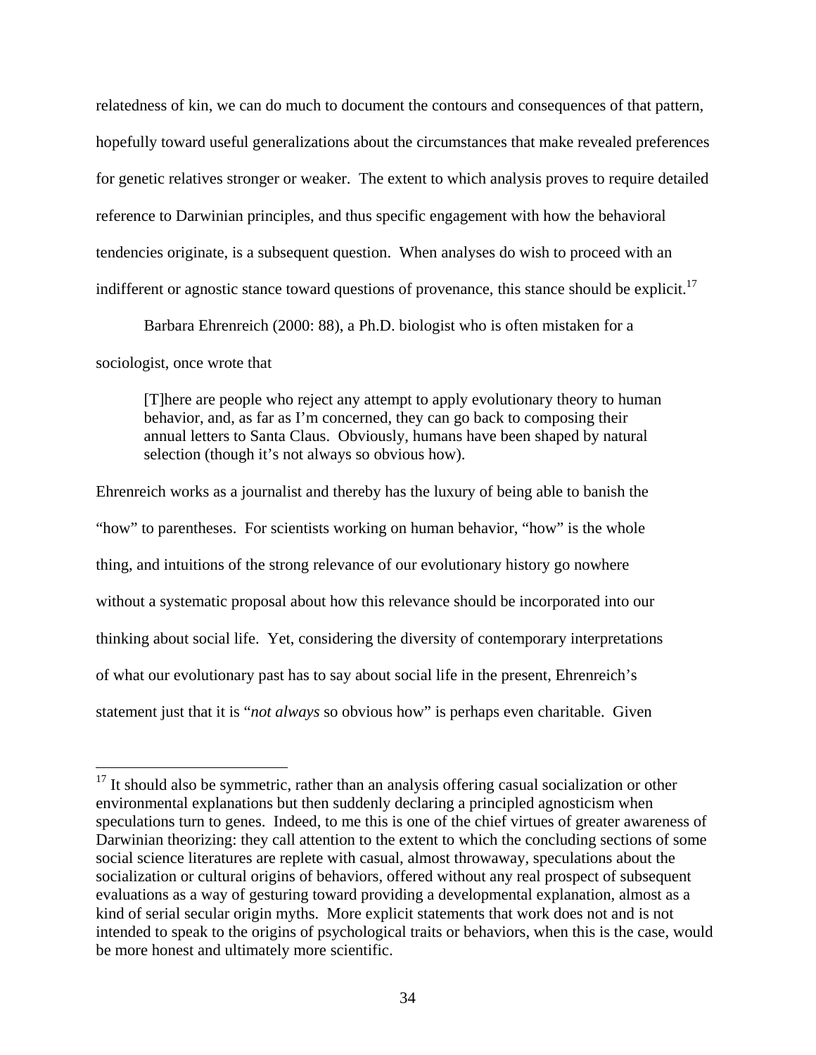relatedness of kin, we can do much to document the contours and consequences of that pattern, hopefully toward useful generalizations about the circumstances that make revealed preferences for genetic relatives stronger or weaker. The extent to which analysis proves to require detailed reference to Darwinian principles, and thus specific engagement with how the behavioral tendencies originate, is a subsequent question. When analyses do wish to proceed with an indifferent or agnostic stance toward questions of provenance, this stance should be explicit.[17]

Barbara Ehrenreich (2000: 88), a Ph.D. biologist who is often mistaken for a sociologist, once wrote that

> [T]here are people who reject any attempt to apply evolutionary theory to human behavior, and, as far as I'm concerned, they can go back to composing their annual letters to Santa Claus. Obviously, humans have been shaped by natural selection (though it's not always so obvious how).

Ehrenreich works as a journalist and thereby has the luxury of being able to banish the "how" to parentheses. For scientists working on human behavior, "how" is the whole thing, and intuitions of the strong relevance of our evolutionary history go nowhere without a systematic proposal about how this relevance should be incorporated into our thinking about social life. Yet, considering the diversity of contemporary interpretations of what our evolutionary past has to say about social life in the present, Ehrenreich's statement just that it is "*not always* so obvious how" is perhaps even charitable. Given

---

[17] It should also be symmetric, rather than an analysis offering casual socialization or other environmental explanations but then suddenly declaring a principled agnosticism when speculations turn to genes. Indeed, to me this is one of the chief virtues of greater awareness of Darwinian theorizing: they call attention to the extent to which the concluding sections of some social science literatures are replete with casual, almost throwaway, speculations about the socialization or cultural origins of behaviors, offered without any real prospect of subsequent evaluations as a way of gesturing toward providing a developmental explanation, almost as a kind of serial secular origin myths. More explicit statements that work does not and is not intended to speak to the origins of psychological traits or behaviors, when this is the case, would be more honest and ultimately more scientific.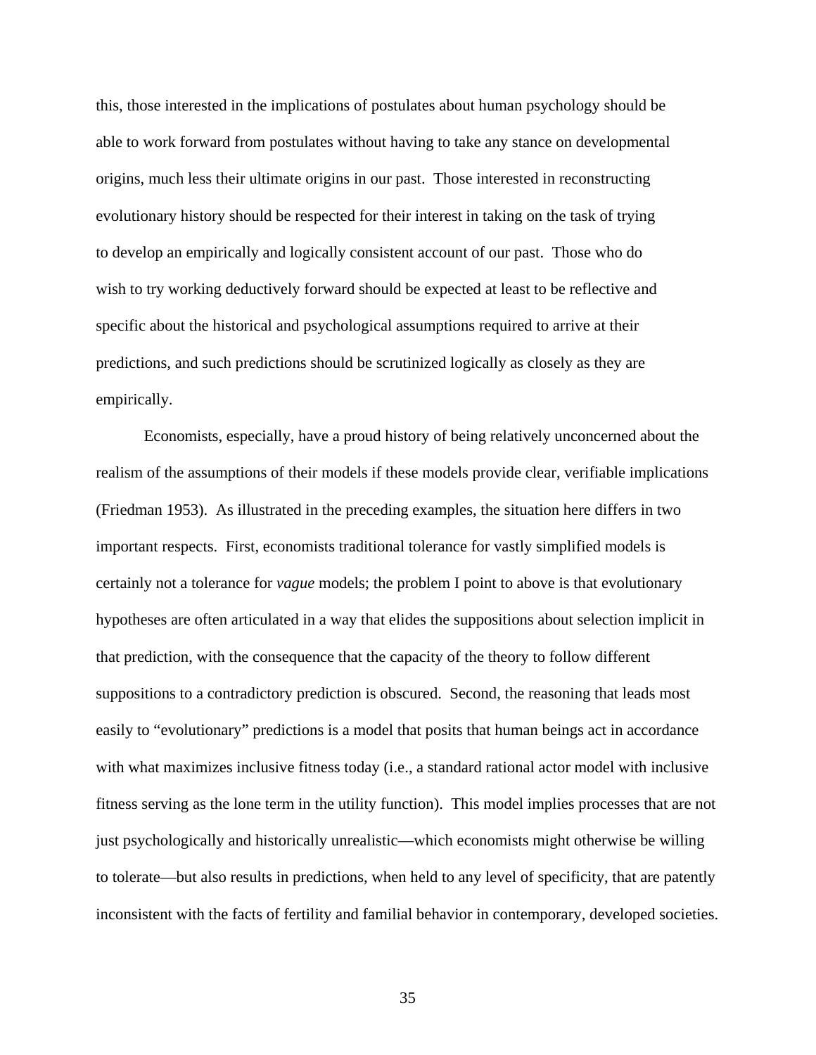this, those interested in the implications of postulates about human psychology should be able to work forward from postulates without having to take any stance on developmental origins, much less their ultimate origins in our past. Those interested in reconstructing evolutionary history should be respected for their interest in taking on the task of trying to develop an empirically and logically consistent account of our past. Those who do wish to try working deductively forward should be expected at least to be reflective and specific about the historical and psychological assumptions required to arrive at their predictions, and such predictions should be scrutinized logically as closely as they are empirically.

Economists, especially, have a proud history of being relatively unconcerned about the realism of the assumptions of their models if these models provide clear, verifiable implications (Friedman 1953). As illustrated in the preceding examples, the situation here differs in two important respects. First, economists traditional tolerance for vastly simplified models is certainly not a tolerance for *vague* models; the problem I point to above is that evolutionary hypotheses are often articulated in a way that elides the suppositions about selection implicit in that prediction, with the consequence that the capacity of the theory to follow different suppositions to a contradictory prediction is obscured. Second, the reasoning that leads most easily to "evolutionary" predictions is a model that posits that human beings act in accordance with what maximizes inclusive fitness today (i.e., a standard rational actor model with inclusive fitness serving as the lone term in the utility function). This model implies processes that are not just psychologically and historically unrealistic—which economists might otherwise be willing to tolerate—but also results in predictions, when held to any level of specificity, that are patently inconsistent with the facts of fertility and familial behavior in contemporary, developed societies.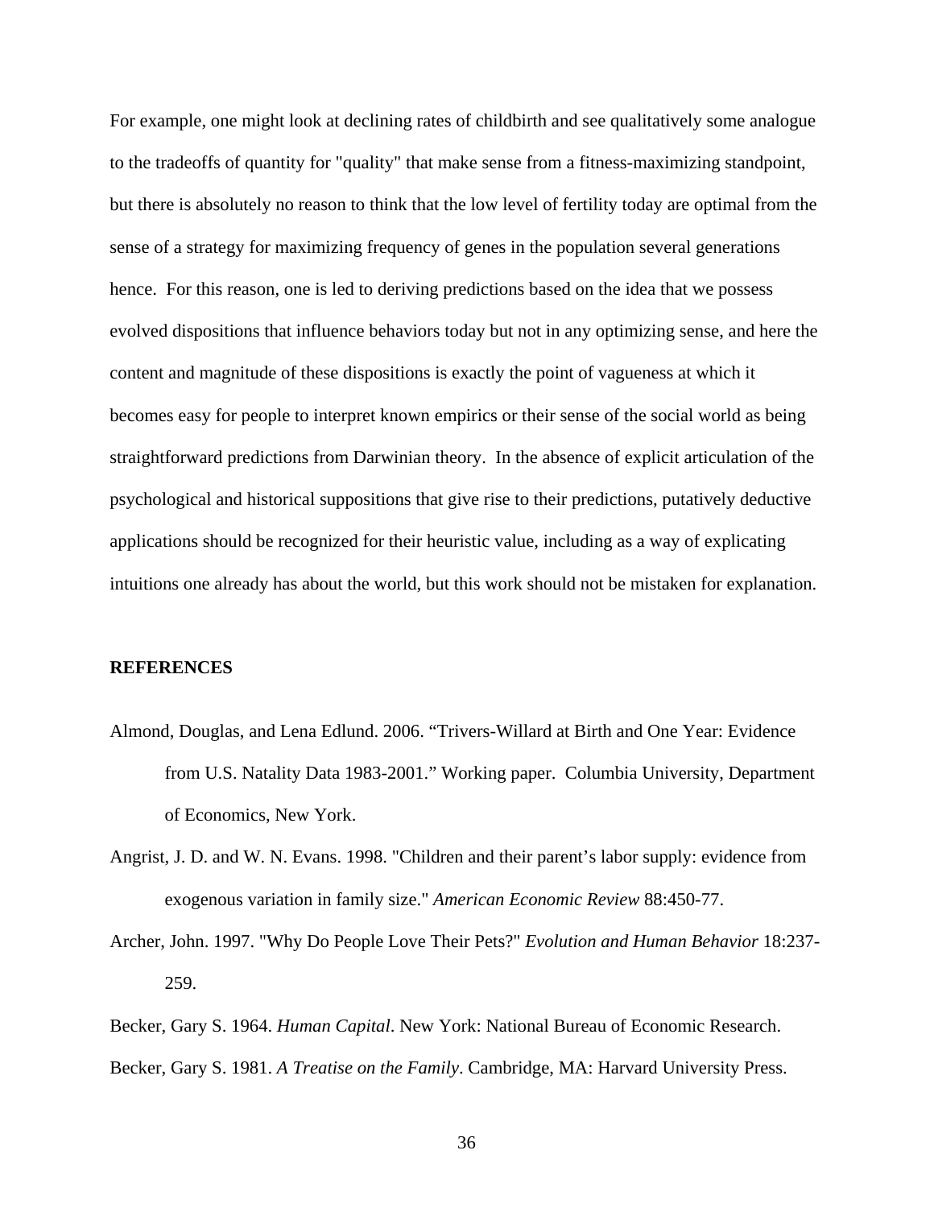For example, one might look at declining rates of childbirth and see qualitatively some analogue to the tradeoffs of quantity for "quality" that make sense from a fitness-maximizing standpoint, but there is absolutely no reason to think that the low level of fertility today are optimal from the sense of a strategy for maximizing frequency of genes in the population several generations hence. For this reason, one is led to deriving predictions based on the idea that we possess evolved dispositions that influence behaviors today but not in any optimizing sense, and here the content and magnitude of these dispositions is exactly the point of vagueness at which it becomes easy for people to interpret known empirics or their sense of the social world as being straightforward predictions from Darwinian theory. In the absence of explicit articulation of the psychological and historical suppositions that give rise to their predictions, putatively deductive applications should be recognized for their heuristic value, including as a way of explicating intuitions one already has about the world, but this work should not be mistaken for explanation.

**REFERENCES**

Almond, Douglas, and Lena Edlund. 2006. “Trivers-Willard at Birth and One Year: Evidence from U.S. Natality Data 1983-2001.” Working paper. Columbia University, Department of Economics, New York.

Angrist, J. D. and W. N. Evans. 1998. "Children and their parent’s labor supply: evidence from exogenous variation in family size." *American Economic Review* 88:450-77.

Archer, John. 1997. "Why Do People Love Their Pets?" *Evolution and Human Behavior* 18:237-259.

Becker, Gary S. 1964. *Human Capital*. New York: National Bureau of Economic Research.

Becker, Gary S. 1981. *A Treatise on the Family*. Cambridge, MA: Harvard University Press.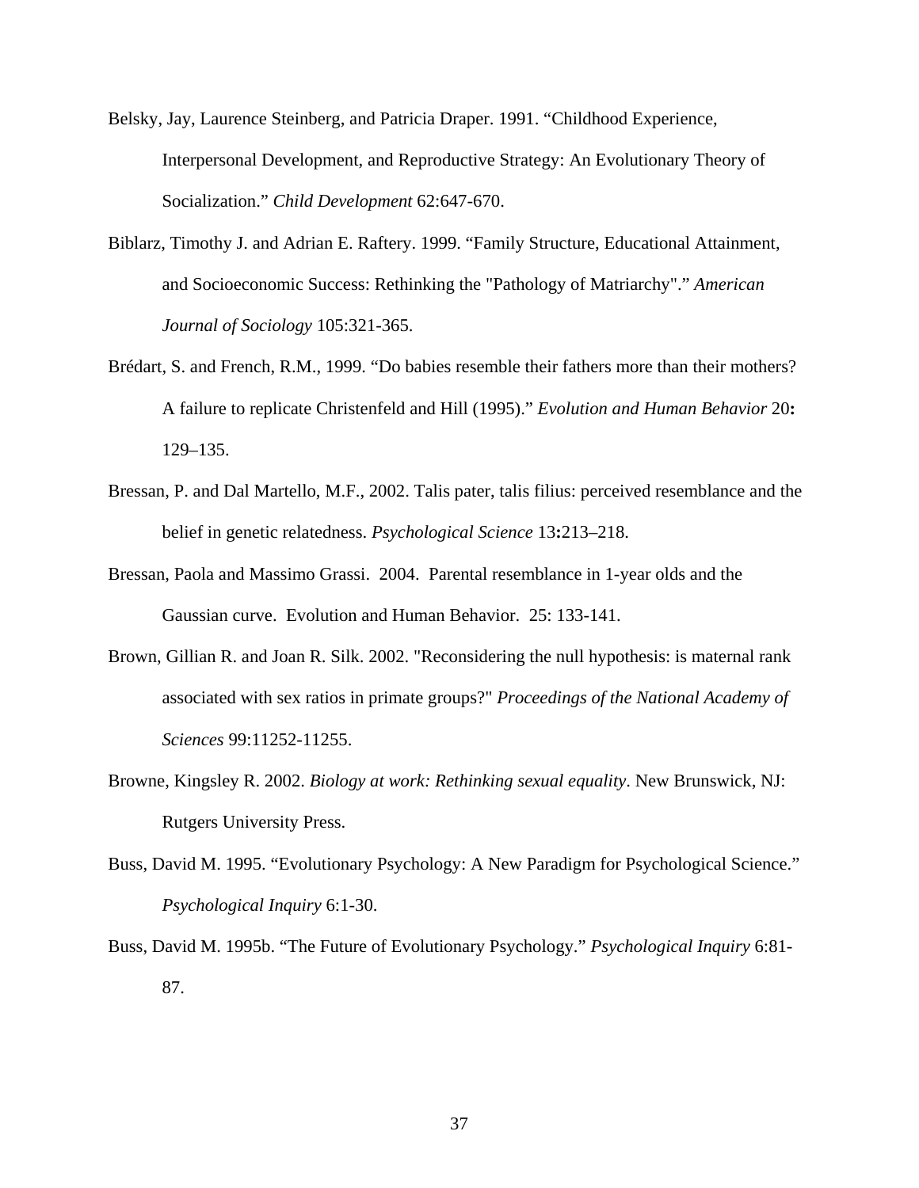Belsky, Jay, Laurence Steinberg, and Patricia Draper. 1991. "Childhood Experience, Interpersonal Development, and Reproductive Strategy: An Evolutionary Theory of Socialization." *Child Development* 62:647-670.

Biblarz, Timothy J. and Adrian E. Raftery. 1999. "Family Structure, Educational Attainment, and Socioeconomic Success: Rethinking the "Pathology of Matriarchy"." *American Journal of Sociology* 105:321-365.

Brédart, S. and French, R.M., 1999. "Do babies resemble their fathers more than their mothers? A failure to replicate Christenfeld and Hill (1995)." *Evolution and Human Behavior* 20**:** 129–135.

Bressan, P. and Dal Martello, M.F., 2002. Talis pater, talis filius: perceived resemblance and the belief in genetic relatedness. *Psychological Science* 13**:**213–218.

Bressan, Paola and Massimo Grassi. 2004. Parental resemblance in 1-year olds and the Gaussian curve. Evolution and Human Behavior. 25: 133-141.

Brown, Gillian R. and Joan R. Silk. 2002. "Reconsidering the null hypothesis: is maternal rank associated with sex ratios in primate groups?" *Proceedings of the National Academy of Sciences* 99:11252-11255.

Browne, Kingsley R. 2002. *Biology at work: Rethinking sexual equality*. New Brunswick, NJ: Rutgers University Press.

Buss, David M. 1995. "Evolutionary Psychology: A New Paradigm for Psychological Science." *Psychological Inquiry* 6:1-30.

Buss, David M. 1995b. "The Future of Evolutionary Psychology." *Psychological Inquiry* 6:81-87.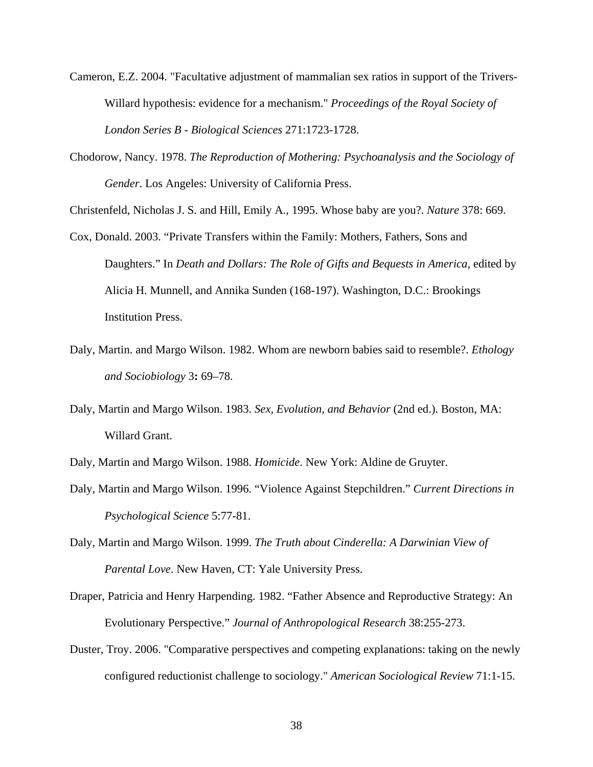Cameron, E.Z. 2004. "Facultative adjustment of mammalian sex ratios in support of the Trivers-Willard hypothesis: evidence for a mechanism." *Proceedings of the Royal Society of London Series B - Biological Sciences* 271:1723-1728.

Chodorow, Nancy. 1978. *The Reproduction of Mothering: Psychoanalysis and the Sociology of Gender*. Los Angeles: University of California Press.

Christenfeld, Nicholas J. S. and Hill, Emily A., 1995. Whose baby are you?. *Nature* 378: 669.

Cox, Donald. 2003. "Private Transfers within the Family: Mothers, Fathers, Sons and Daughters." In *Death and Dollars: The Role of Gifts and Bequests in America,* edited by Alicia H. Munnell, and Annika Sunden (168-197). Washington, D.C.: Brookings Institution Press.

Daly, Martin. and Margo Wilson. 1982. Whom are newborn babies said to resemble?. *Ethology and Sociobiology* 3**:** 69–78.

Daly, Martin and Margo Wilson. 1983. *Sex, Evolution, and Behavior* (2nd ed.). Boston, MA: Willard Grant.

Daly, Martin and Margo Wilson. 1988. *Homicide*. New York: Aldine de Gruyter.

Daly, Martin and Margo Wilson. 1996. "Violence Against Stepchildren." *Current Directions in Psychological Science* 5:77-81.

Daly, Martin and Margo Wilson. 1999. *The Truth about Cinderella: A Darwinian View of Parental Love*. New Haven, CT: Yale University Press.

Draper, Patricia and Henry Harpending. 1982. "Father Absence and Reproductive Strategy: An Evolutionary Perspective." *Journal of Anthropological Research* 38:255-273.

Duster, Troy. 2006. "Comparative perspectives and competing explanations: taking on the newly configured reductionist challenge to sociology." *American Sociological Review* 71:1-15.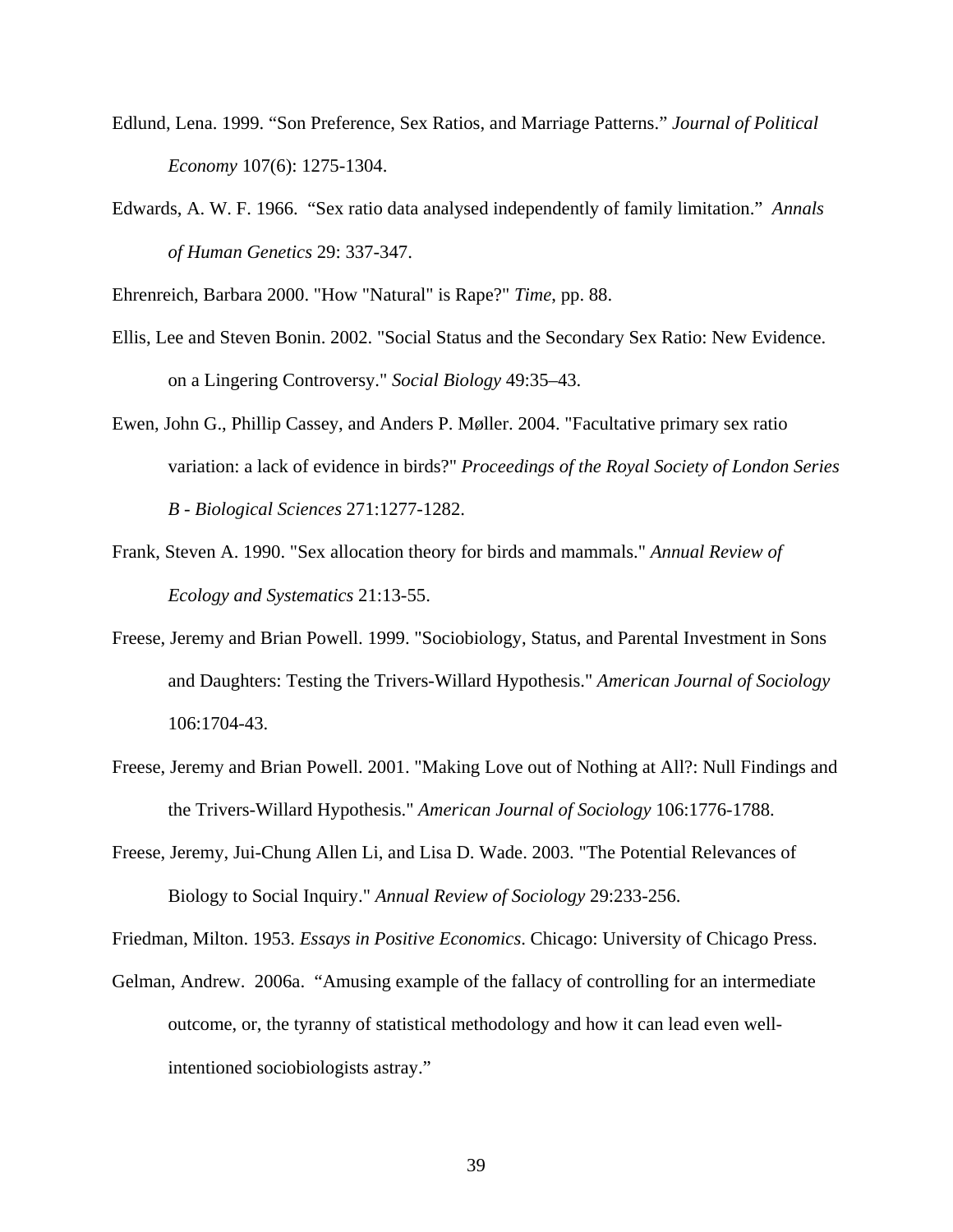Edlund, Lena. 1999. “Son Preference, Sex Ratios, and Marriage Patterns.” *Journal of Political Economy* 107(6): 1275-1304.

Edwards, A. W. F. 1966. “Sex ratio data analysed independently of family limitation.” *Annals of Human Genetics* 29: 337-347.

Ehrenreich, Barbara 2000. "How "Natural" is Rape?" *Time*, pp. 88.

Ellis, Lee and Steven Bonin. 2002. "Social Status and the Secondary Sex Ratio: New Evidence. on a Lingering Controversy." *Social Biology* 49:35–43.

Ewen, John G., Phillip Cassey, and Anders P. Møller. 2004. "Facultative primary sex ratio variation: a lack of evidence in birds?" *Proceedings of the Royal Society of London Series B - Biological Sciences* 271:1277-1282.

Frank, Steven A. 1990. "Sex allocation theory for birds and mammals." *Annual Review of Ecology and Systematics* 21:13-55.

Freese, Jeremy and Brian Powell. 1999. "Sociobiology, Status, and Parental Investment in Sons and Daughters: Testing the Trivers-Willard Hypothesis." *American Journal of Sociology* 106:1704-43.

Freese, Jeremy and Brian Powell. 2001. "Making Love out of Nothing at All?: Null Findings and the Trivers-Willard Hypothesis." *American Journal of Sociology* 106:1776-1788.

Freese, Jeremy, Jui-Chung Allen Li, and Lisa D. Wade. 2003. "The Potential Relevances of Biology to Social Inquiry." *Annual Review of Sociology* 29:233-256.

Friedman, Milton. 1953. *Essays in Positive Economics*. Chicago: University of Chicago Press.

Gelman, Andrew. 2006a. “Amusing example of the fallacy of controlling for an intermediate outcome, or, the tyranny of statistical methodology and how it can lead even well-intentioned sociobiologists astray.”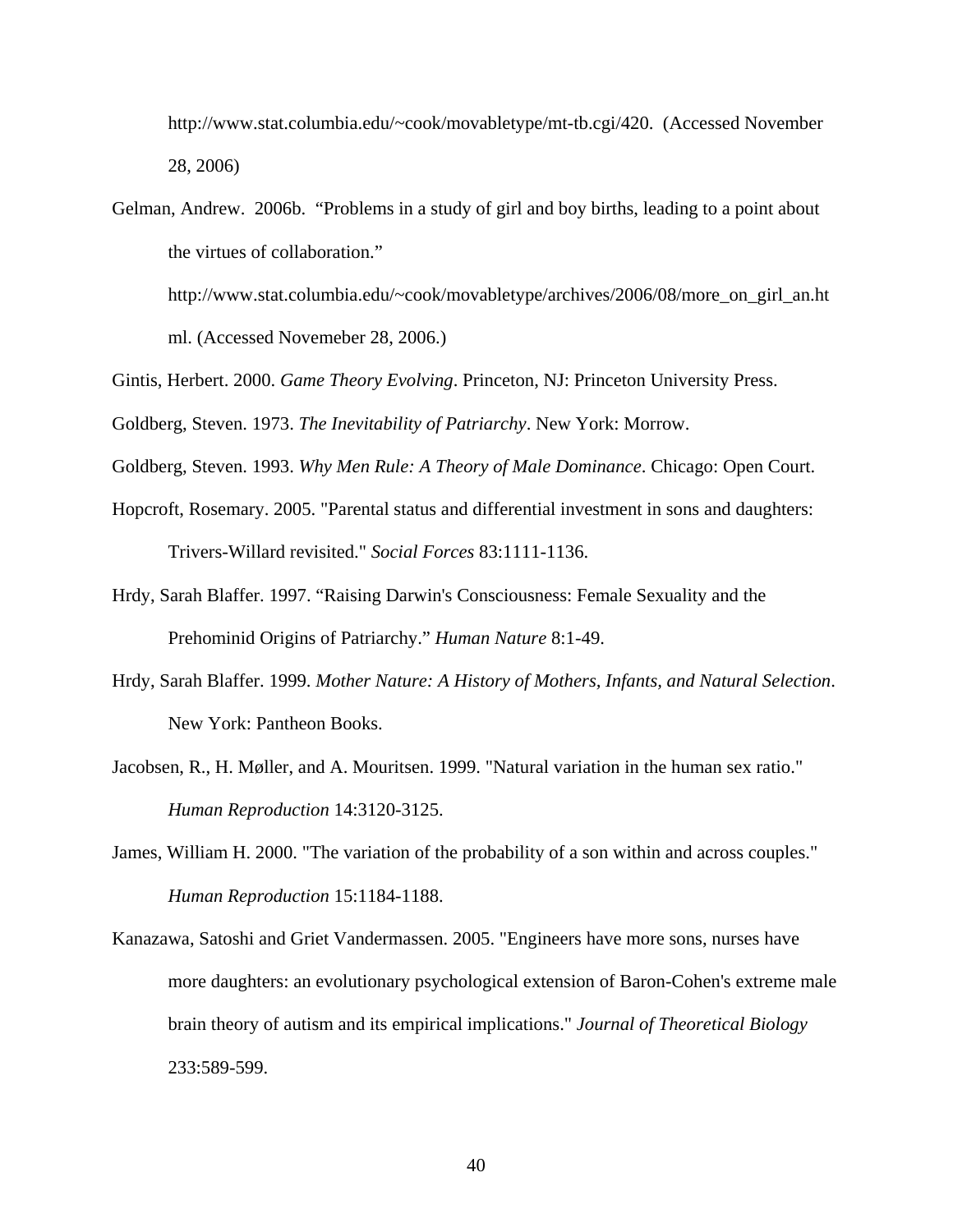http://www.stat.columbia.edu/~cook/movabletype/mt-tb.cgi/420. (Accessed November 28, 2006)

Gelman, Andrew. 2006b. "Problems in a study of girl and boy births, leading to a point about the virtues of collaboration." http://www.stat.columbia.edu/~cook/movabletype/archives/2006/08/more_on_girl_an.html. (Accessed Novemeber 28, 2006.)

Gintis, Herbert. 2000. *Game Theory Evolving*. Princeton, NJ: Princeton University Press.

Goldberg, Steven. 1973. *The Inevitability of Patriarchy*. New York: Morrow.

Goldberg, Steven. 1993. *Why Men Rule: A Theory of Male Dominance*. Chicago: Open Court.

Hopcroft, Rosemary. 2005. "Parental status and differential investment in sons and daughters: Trivers-Willard revisited." *Social Forces* 83:1111-1136.

Hrdy, Sarah Blaffer. 1997. "Raising Darwin's Consciousness: Female Sexuality and the Prehominid Origins of Patriarchy." *Human Nature* 8:1-49.

Hrdy, Sarah Blaffer. 1999. *Mother Nature: A History of Mothers, Infants, and Natural Selection*. New York: Pantheon Books.

Jacobsen, R., H. Møller, and A. Mouritsen. 1999. "Natural variation in the human sex ratio." *Human Reproduction* 14:3120-3125.

James, William H. 2000. "The variation of the probability of a son within and across couples." *Human Reproduction* 15:1184-1188.

Kanazawa, Satoshi and Griet Vandermassen. 2005. "Engineers have more sons, nurses have more daughters: an evolutionary psychological extension of Baron-Cohen's extreme male brain theory of autism and its empirical implications." *Journal of Theoretical Biology* 233:589-599.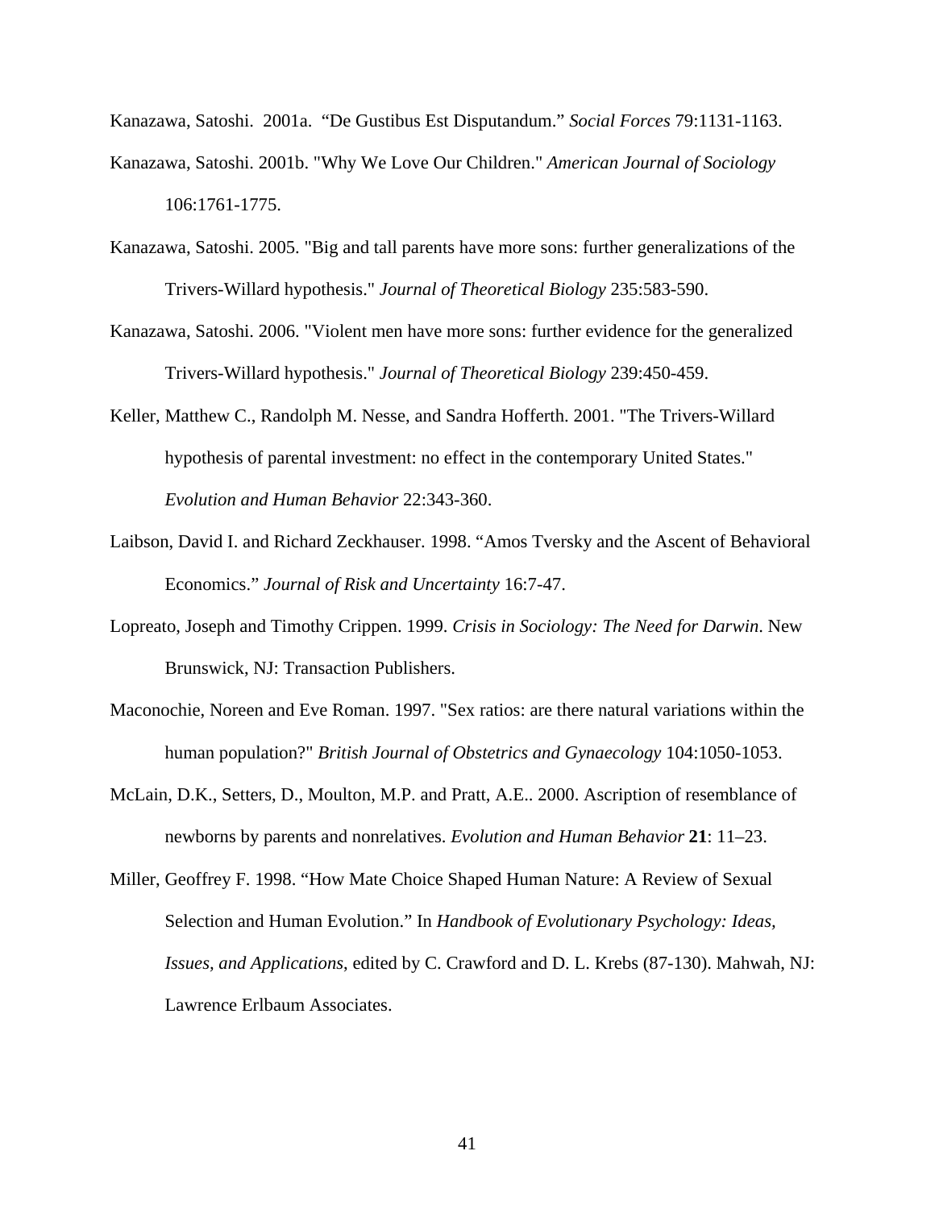Kanazawa, Satoshi. 2001a. "De Gustibus Est Disputandum." *Social Forces* 79:1131-1163.

Kanazawa, Satoshi. 2001b. "Why We Love Our Children." *American Journal of Sociology* 106:1761-1775.

Kanazawa, Satoshi. 2005. "Big and tall parents have more sons: further generalizations of the Trivers-Willard hypothesis." *Journal of Theoretical Biology* 235:583-590.

Kanazawa, Satoshi. 2006. "Violent men have more sons: further evidence for the generalized Trivers-Willard hypothesis." *Journal of Theoretical Biology* 239:450-459.

Keller, Matthew C., Randolph M. Nesse, and Sandra Hofferth. 2001. "The Trivers-Willard hypothesis of parental investment: no effect in the contemporary United States." *Evolution and Human Behavior* 22:343-360.

Laibson, David I. and Richard Zeckhauser. 1998. "Amos Tversky and the Ascent of Behavioral Economics." *Journal of Risk and Uncertainty* 16:7-47.

Lopreato, Joseph and Timothy Crippen. 1999. *Crisis in Sociology: The Need for Darwin*. New Brunswick, NJ: Transaction Publishers.

Maconochie, Noreen and Eve Roman. 1997. "Sex ratios: are there natural variations within the human population?" *British Journal of Obstetrics and Gynaecology* 104:1050-1053.

McLain, D.K., Setters, D., Moulton, M.P. and Pratt, A.E.. 2000. Ascription of resemblance of newborns by parents and nonrelatives. *Evolution and Human Behavior* **21**: 11–23.

Miller, Geoffrey F. 1998. "How Mate Choice Shaped Human Nature: A Review of Sexual Selection and Human Evolution." In *Handbook of Evolutionary Psychology: Ideas, Issues, and Applications*, edited by C. Crawford and D. L. Krebs (87-130). Mahwah, NJ: Lawrence Erlbaum Associates.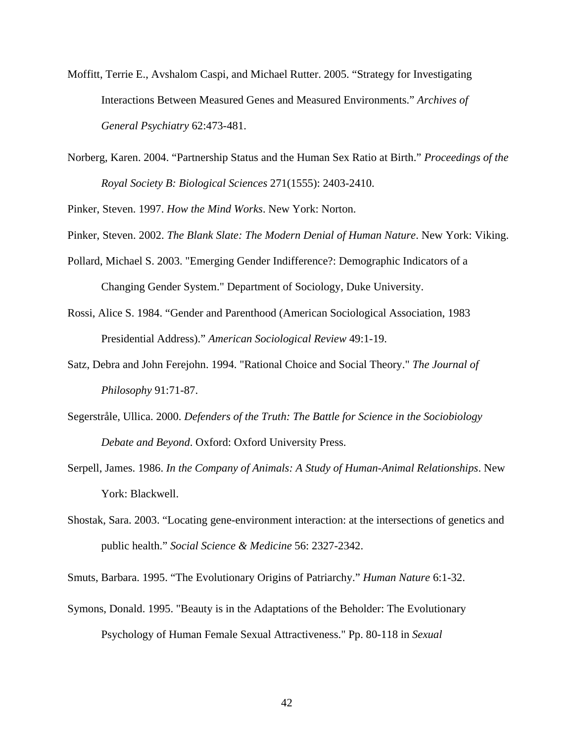Moffitt, Terrie E., Avshalom Caspi, and Michael Rutter. 2005. "Strategy for Investigating Interactions Between Measured Genes and Measured Environments." *Archives of General Psychiatry* 62:473-481.

Norberg, Karen. 2004. "Partnership Status and the Human Sex Ratio at Birth." *Proceedings of the Royal Society B: Biological Sciences* 271(1555): 2403-2410.

Pinker, Steven. 1997. *How the Mind Works*. New York: Norton.

Pinker, Steven. 2002. *The Blank Slate: The Modern Denial of Human Nature*. New York: Viking.

Pollard, Michael S. 2003. "Emerging Gender Indifference?: Demographic Indicators of a Changing Gender System." Department of Sociology, Duke University.

Rossi, Alice S. 1984. "Gender and Parenthood (American Sociological Association, 1983 Presidential Address)." *American Sociological Review* 49:1-19.

Satz, Debra and John Ferejohn. 1994. "Rational Choice and Social Theory." *The Journal of Philosophy* 91:71-87.

Segerstråle, Ullica. 2000. *Defenders of the Truth: The Battle for Science in the Sociobiology Debate and Beyond*. Oxford: Oxford University Press.

Serpell, James. 1986. *In the Company of Animals: A Study of Human-Animal Relationships*. New York: Blackwell.

Shostak, Sara. 2003. "Locating gene-environment interaction: at the intersections of genetics and public health." *Social Science & Medicine* 56: 2327-2342.

Smuts, Barbara. 1995. "The Evolutionary Origins of Patriarchy." *Human Nature* 6:1-32.

Symons, Donald. 1995. "Beauty is in the Adaptations of the Beholder: The Evolutionary Psychology of Human Female Sexual Attractiveness." Pp. 80-118 in *Sexual*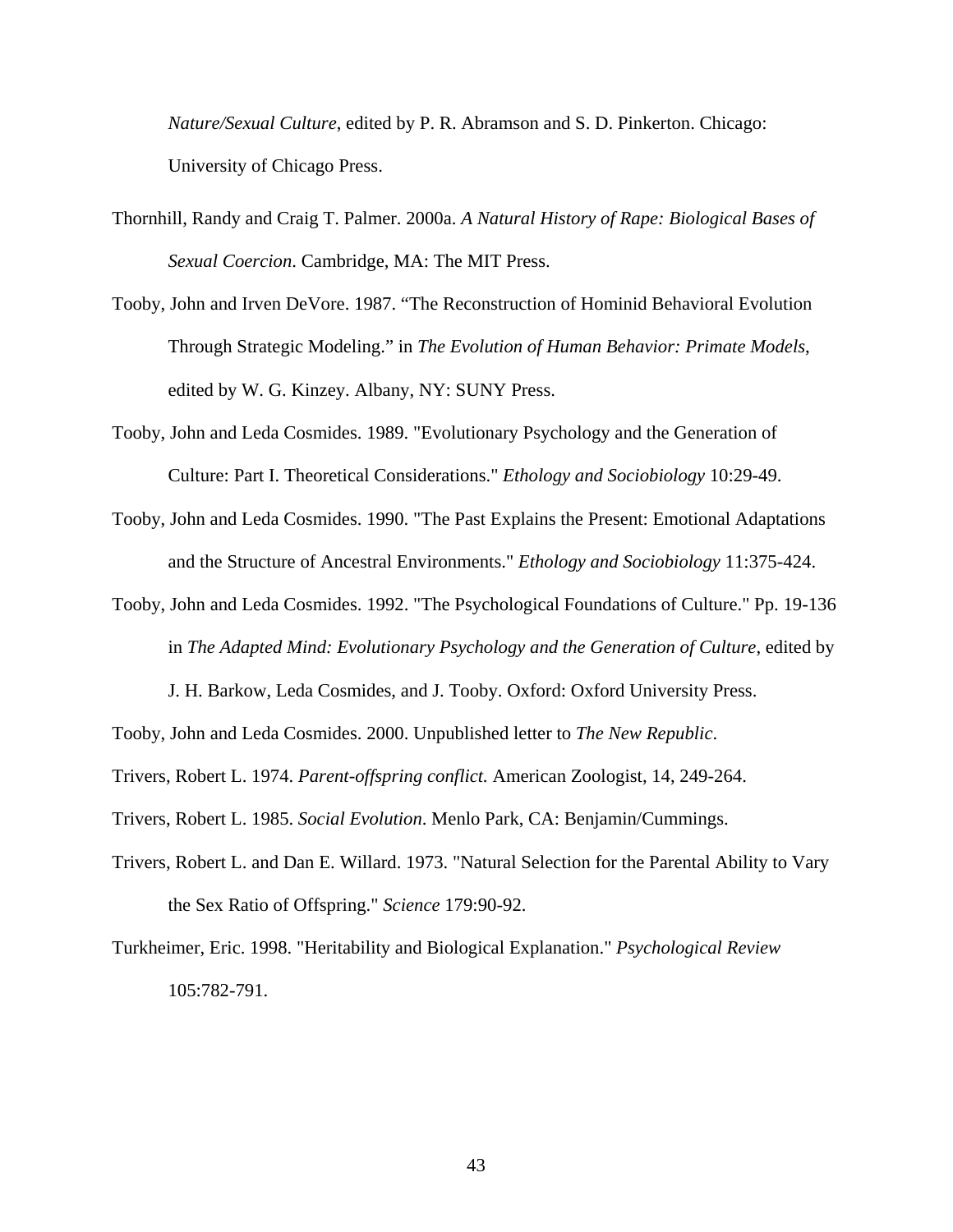*Nature/Sexual Culture*, edited by P. R. Abramson and S. D. Pinkerton. Chicago: University of Chicago Press.

Thornhill, Randy and Craig T. Palmer. 2000a. *A Natural History of Rape: Biological Bases of Sexual Coercion*. Cambridge, MA: The MIT Press.

Tooby, John and Irven DeVore. 1987. "The Reconstruction of Hominid Behavioral Evolution Through Strategic Modeling." in *The Evolution of Human Behavior: Primate Models*, edited by W. G. Kinzey. Albany, NY: SUNY Press.

Tooby, John and Leda Cosmides. 1989. "Evolutionary Psychology and the Generation of Culture: Part I. Theoretical Considerations." *Ethology and Sociobiology* 10:29-49.

Tooby, John and Leda Cosmides. 1990. "The Past Explains the Present: Emotional Adaptations and the Structure of Ancestral Environments." *Ethology and Sociobiology* 11:375-424.

Tooby, John and Leda Cosmides. 1992. "The Psychological Foundations of Culture." Pp. 19-136 in *The Adapted Mind: Evolutionary Psychology and the Generation of Culture*, edited by J. H. Barkow, Leda Cosmides, and J. Tooby. Oxford: Oxford University Press.

Tooby, John and Leda Cosmides. 2000. Unpublished letter to *The New Republic*.

Trivers, Robert L. 1974. *Parent-offspring conflict.* American Zoologist, 14, 249-264.

Trivers, Robert L. 1985. *Social Evolution*. Menlo Park, CA: Benjamin/Cummings.

Trivers, Robert L. and Dan E. Willard. 1973. "Natural Selection for the Parental Ability to Vary the Sex Ratio of Offspring." *Science* 179:90-92.

Turkheimer, Eric. 1998. "Heritability and Biological Explanation." *Psychological Review* 105:782-791.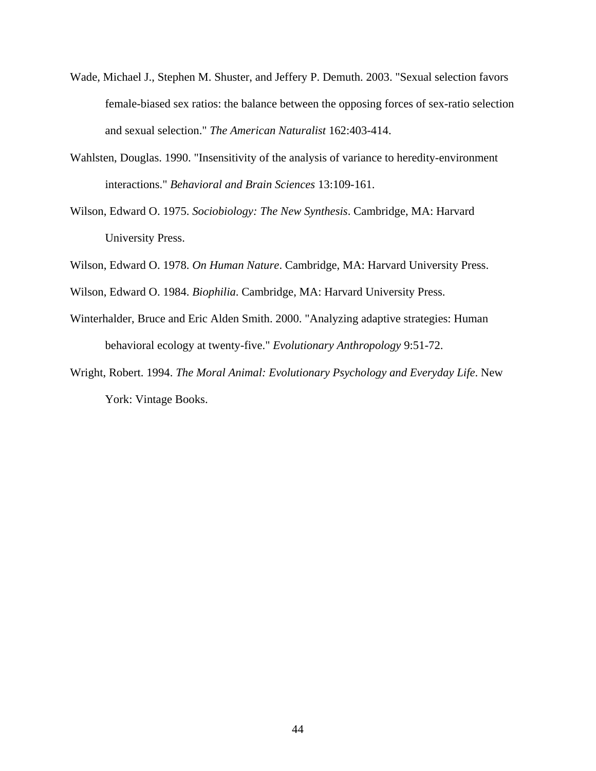Wade, Michael J., Stephen M. Shuster, and Jeffery P. Demuth. 2003. "Sexual selection favors female-biased sex ratios: the balance between the opposing forces of sex-ratio selection and sexual selection." *The American Naturalist* 162:403-414.

Wahlsten, Douglas. 1990. "Insensitivity of the analysis of variance to heredity-environment interactions." *Behavioral and Brain Sciences* 13:109-161.

Wilson, Edward O. 1975. *Sociobiology: The New Synthesis*. Cambridge, MA: Harvard University Press.

Wilson, Edward O. 1978. *On Human Nature*. Cambridge, MA: Harvard University Press.

Wilson, Edward O. 1984. *Biophilia*. Cambridge, MA: Harvard University Press.

Winterhalder, Bruce and Eric Alden Smith. 2000. "Analyzing adaptive strategies: Human behavioral ecology at twenty-five." *Evolutionary Anthropology* 9:51-72.

Wright, Robert. 1994. *The Moral Animal: Evolutionary Psychology and Everyday Life*. New York: Vintage Books.